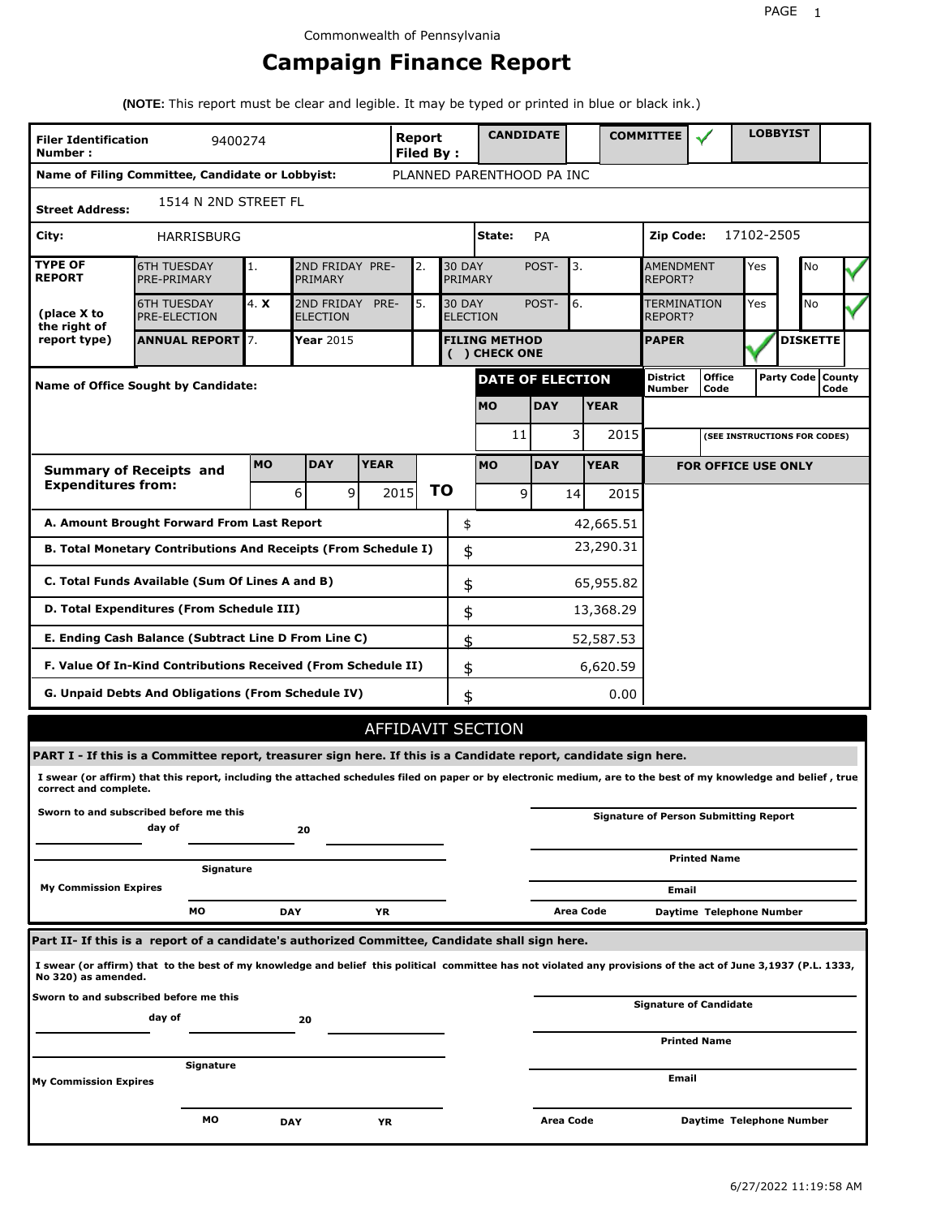Commonwealth of Pennsylvania

# Campaign Finance Report

**(NOTE:** This report must be clear and legible. It may be typed or printed in blue or black ink.)

| **Filer Identification Number :** | 9400274 | **Report Filed By :** | **CANDIDATE** | | **COMMITTEE** | ✓ | **LOBBYIST** | |
|---|---|---|---|---|---|---|---|---|
| **Name of Filing Committee, Candidate or Lobbyist:** | PLANNED PARENTHOOD PA INC | | | | | | | |
| **Street Address:** | 1514 N 2ND STREET FL | | | | | | | |
| **City:** | HARRISBURG | | **State:** | PA | | **Zip Code:** | 17102-2505 | |

| **TYPE OF REPORT** (place X to the right of report type) | | | | | | | | |
|---|---|---|---|---|---|---|---|---|
| 6TH TUESDAY PRE-PRIMARY | 1. | 2ND FRIDAY PRE-PRIMARY | 2. | 30 DAY POST-PRIMARY | 3. | AMENDMENT REPORT? | Yes | No ✓ |
| 6TH TUESDAY PRE-ELECTION | 4. X | 2ND FRIDAY PRE-ELECTION | 5. | 30 DAY POST-ELECTION | 6. | TERMINATION REPORT? | Yes | No ✓ |
| **ANNUAL REPORT** | 7. | **Year** 2015 | | **FILING METHOD ( ) CHECK ONE** | | **PAPER** ✓ | | **DISKETTE** |

| **Name of Office Sought by Candidate:** | **DATE OF ELECTION** | | | **District Number** | **Office Code** | **Party Code** | **County Code** |
|---|---|---|---|---|---|---|---|
| | **MO** | **DAY** | **YEAR** | | | | |
| | 11 | 3 | 2015 | | (SEE INSTRUCTIONS FOR CODES) | | |

| **Summary of Receipts and Expenditures from:** | **MO** | **DAY** | **YEAR** | | **MO** | **DAY** | **YEAR** | **FOR OFFICE USE ONLY** |
|---|---|---|---|---|---|---|---|---|
| | 6 | 9 | 2015 | **TO** | 9 | 14 | 2015 | |

| | | |
|---|---|---|
| **A. Amount Brought Forward From Last Report** | $ | 42,665.51 |
| **B. Total Monetary Contributions And Receipts (From Schedule I)** | $ | 23,290.31 |
| **C. Total Funds Available (Sum Of Lines A and B)** | $ | 65,955.82 |
| **D. Total Expenditures (From Schedule III)** | $ | 13,368.29 |
| **E. Ending Cash Balance (Subtract Line D From Line C)** | $ | 52,587.53 |
| **F. Value Of In-Kind Contributions Received (From Schedule II)** | $ | 6,620.59 |
| **G. Unpaid Debts And Obligations (From Schedule IV)** | $ | 0.00 |

## AFFIDAVIT SECTION

**PART I - If this is a Committee report, treasurer sign here. If this is a Candidate report, candidate sign here.**

**I swear (or affirm) that this report, including the attached schedules filed on paper or by electronic medium, are to the best of my knowledge and belief , true correct and complete.**

**Sworn to and subscribed before me this ______ day of ______ 20 ______**

**Signature** ______

**My Commission Expires** **MO** ______ **DAY** ______ **YR** ______

**Signature of Person Submitting Report** ______

**Printed Name** ______

**Email** ______

**Area Code** ______ **Daytime Telephone Number** ______

**Part II- If this is a report of a candidate's authorized Committee, Candidate shall sign here.**

**I swear (or affirm) that to the best of my knowledge and belief this political committee has not violated any provisions of the act of June 3,1937 (P.L. 1333, No 320) as amended.**

**Sworn to and subscribed before me this ______ day of ______ 20 ______**

**Signature** ______

**My Commission Expires** **MO** ______ **DAY** ______ **YR** ______

**Signature of Candidate** ______

**Printed Name** ______

**Email** ______

**Area Code** ______ **Daytime Telephone Number** ______

6/27/2022 11:19:58 AM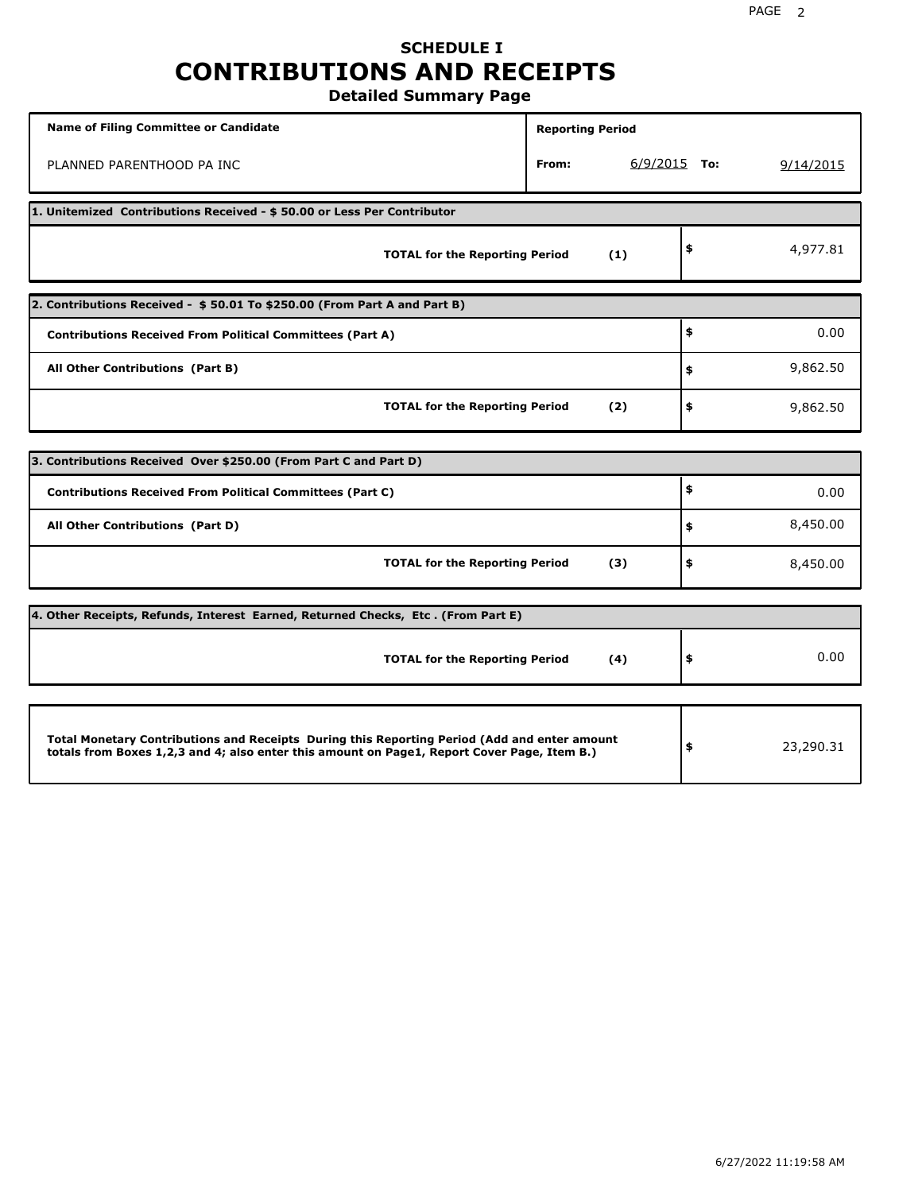# SCHEDULE I
# CONTRIBUTIONS AND RECEIPTS
## Detailed Summary Page

| Name of Filing Committee or Candidate | Reporting Period | | | |
|---|---|---|---|---|
| PLANNED PARENTHOOD PA INC | From: | 6/9/2015 | To: | 9/14/2015 |

**1. Unitemized Contributions Received - $ 50.00 or Less Per Contributor**

| | | |
|---|---|---|
| **TOTAL for the Reporting Period** **(1)** | $ | 4,977.81 |

**2. Contributions Received - $ 50.01 To $250.00 (From Part A and Part B)**

| | | |
|---|---|---|
| **Contributions Received From Political Committees (Part A)** | $ | 0.00 |
| **All Other Contributions (Part B)** | $ | 9,862.50 |
| **TOTAL for the Reporting Period** **(2)** | $ | 9,862.50 |

**3. Contributions Received Over $250.00 (From Part C and Part D)**

| | | |
|---|---|---|
| **Contributions Received From Political Committees (Part C)** | $ | 0.00 |
| **All Other Contributions (Part D)** | $ | 8,450.00 |
| **TOTAL for the Reporting Period** **(3)** | $ | 8,450.00 |

**4. Other Receipts, Refunds, Interest Earned, Returned Checks, Etc . (From Part E)**

| | | |
|---|---|---|
| **TOTAL for the Reporting Period** **(4)** | $ | 0.00 |

| | | |
|---|---|---|
| **Total Monetary Contributions and Receipts During this Reporting Period (Add and enter amount totals from Boxes 1,2,3 and 4; also enter this amount on Page1, Report Cover Page, Item B.)** | $ | 23,290.31 |

6/27/2022 11:19:58 AM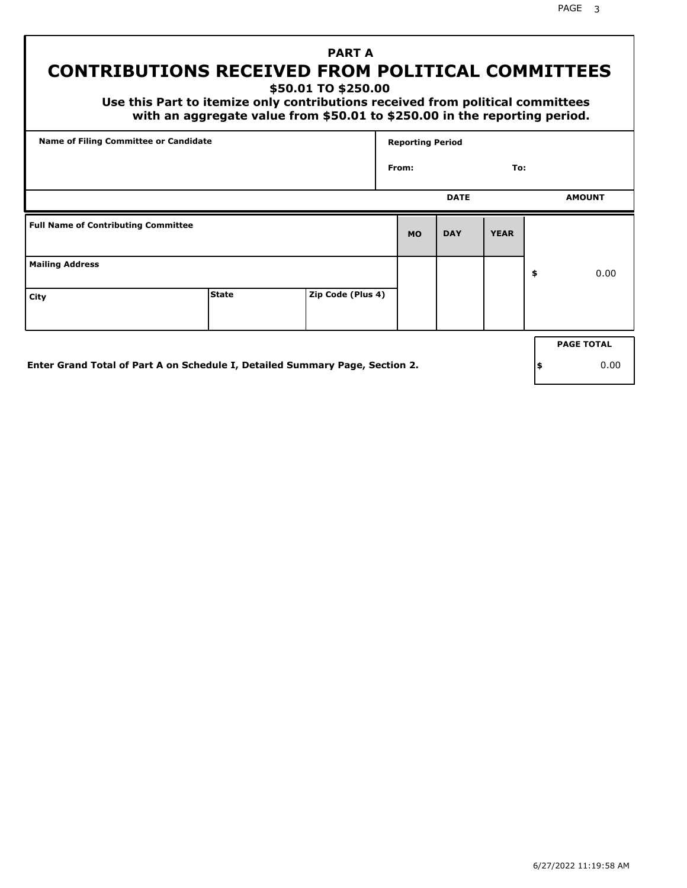## PART A

# CONTRIBUTIONS RECEIVED FROM POLITICAL COMMITTEES

### $50.01 TO $250.00

**Use this Part to itemize only contributions received from political committees with an aggregate value from $50.01 to $250.00 in the reporting period.**

| Name of Filing Committee or Candidate | Reporting Period |
|---|---|
| | From: To: |

| Full Name of Contributing Committee | | | DATE MO | DATE DAY | DATE YEAR | AMOUNT |
|---|---|---|---|---|---|---|
| Mailing Address | | | | | | $ 0.00 |
| City | State | Zip Code (Plus 4) | | | | |

Enter Grand Total of Part A on Schedule I, Detailed Summary Page, Section 2.

| PAGE TOTAL |
|---|
| $ 0.00 |

6/27/2022 11:19:58 AM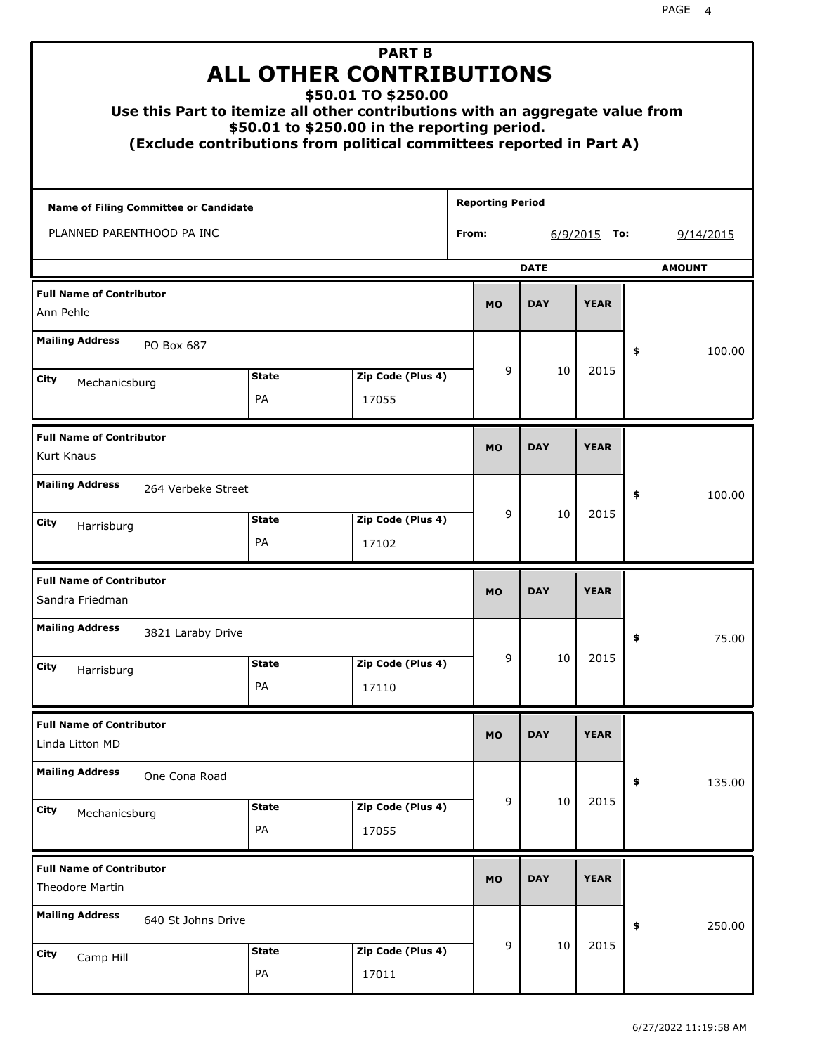# PART B

# ALL OTHER CONTRIBUTIONS

### $50.01 TO $250.00

**Use this Part to itemize all other contributions with an aggregate value from $50.01 to $250.00 in the reporting period.**

**(Exclude contributions from political committees reported in Part A)**

| Name of Filing Committee or Candidate | Reporting Period |
|---|---|
| PLANNED PARENTHOOD PA INC | From: 6/9/2015 To: 9/14/2015 |

| Full Name of Contributor | Mailing Address | City | State | Zip Code (Plus 4) | MO | DAY | YEAR | AMOUNT |
|---|---|---|---|---|---|---|---|---|
| Ann Pehle | PO Box 687 | Mechanicsburg | PA | 17055 | 9 | 10 | 2015 | $ 100.00 |
| Kurt Knaus | 264 Verbeke Street | Harrisburg | PA | 17102 | 9 | 10 | 2015 | $ 100.00 |
| Sandra Friedman | 3821 Laraby Drive | Harrisburg | PA | 17110 | 9 | 10 | 2015 | $ 75.00 |
| Linda Litton MD | One Cona Road | Mechanicsburg | PA | 17055 | 9 | 10 | 2015 | $ 135.00 |
| Theodore Martin | 640 St Johns Drive | Camp Hill | PA | 17011 | 9 | 10 | 2015 | $ 250.00 |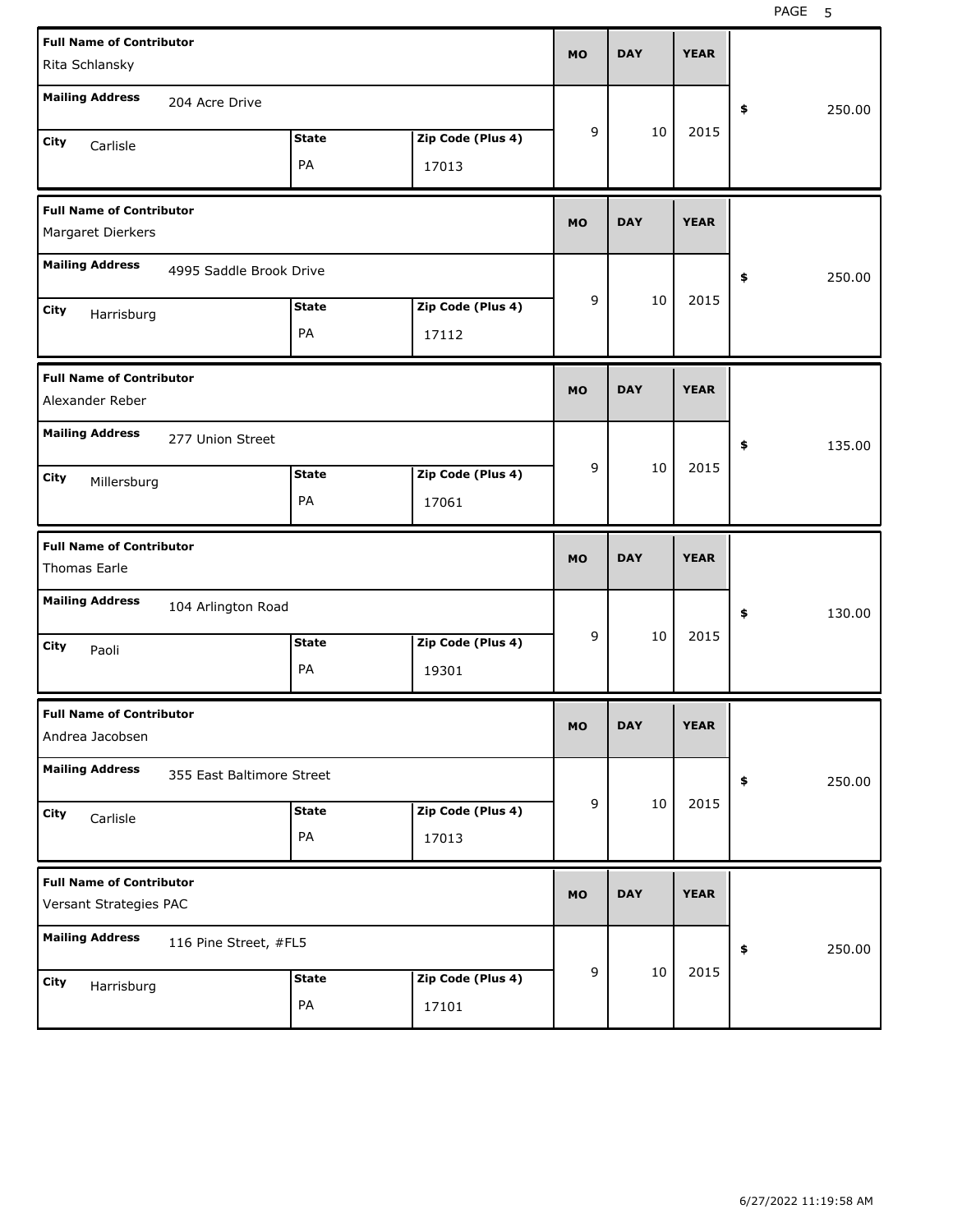| Full Name of Contributor | Mailing Address | City | State | Zip Code (Plus 4) | MO | DAY | YEAR | $ |
|---|---|---|---|---|---|---|---|---|
| Rita Schlansky | 204 Acre Drive | Carlisle | PA | 17013 | 9 | 10 | 2015 | 250.00 |
| Margaret Dierkers | 4995 Saddle Brook Drive | Harrisburg | PA | 17112 | 9 | 10 | 2015 | 250.00 |
| Alexander Reber | 277 Union Street | Millersburg | PA | 17061 | 9 | 10 | 2015 | 135.00 |
| Thomas Earle | 104 Arlington Road | Paoli | PA | 19301 | 9 | 10 | 2015 | 130.00 |
| Andrea Jacobsen | 355 East Baltimore Street | Carlisle | PA | 17013 | 9 | 10 | 2015 | 250.00 |
| Versant Strategies PAC | 116 Pine Street, #FL5 | Harrisburg | PA | 17101 | 9 | 10 | 2015 | 250.00 |

6/27/2022 11:19:58 AM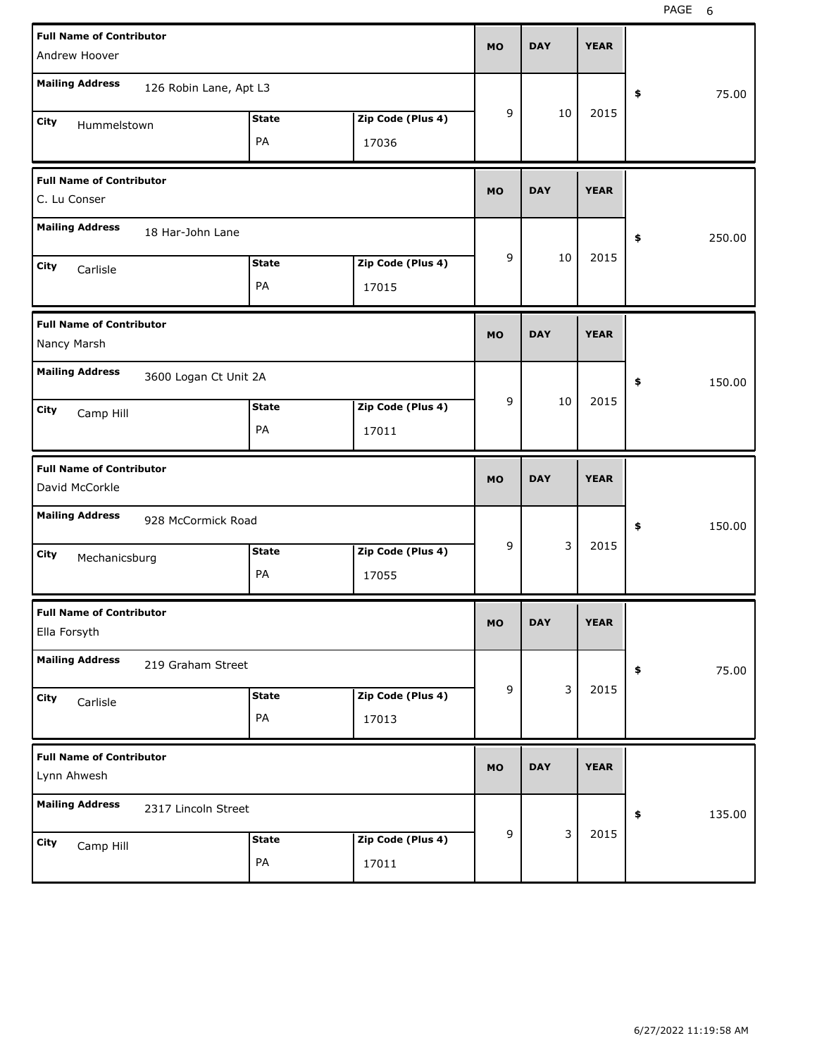| Full Name of Contributor | Mailing Address | City | State | Zip Code (Plus 4) | MO | DAY | YEAR | $ |
|---|---|---|---|---|---|---|---|---|
| Andrew Hoover | 126 Robin Lane, Apt L3 | Hummelstown | PA | 17036 | 9 | 10 | 2015 | 75.00 |
| C. Lu Conser | 18 Har-John Lane | Carlisle | PA | 17015 | 9 | 10 | 2015 | 250.00 |
| Nancy Marsh | 3600 Logan Ct Unit 2A | Camp Hill | PA | 17011 | 9 | 10 | 2015 | 150.00 |
| David McCorkle | 928 McCormick Road | Mechanicsburg | PA | 17055 | 9 | 3 | 2015 | 150.00 |
| Ella Forsyth | 219 Graham Street | Carlisle | PA | 17013 | 9 | 3 | 2015 | 75.00 |
| Lynn Ahwesh | 2317 Lincoln Street | Camp Hill | PA | 17011 | 9 | 3 | 2015 | 135.00 |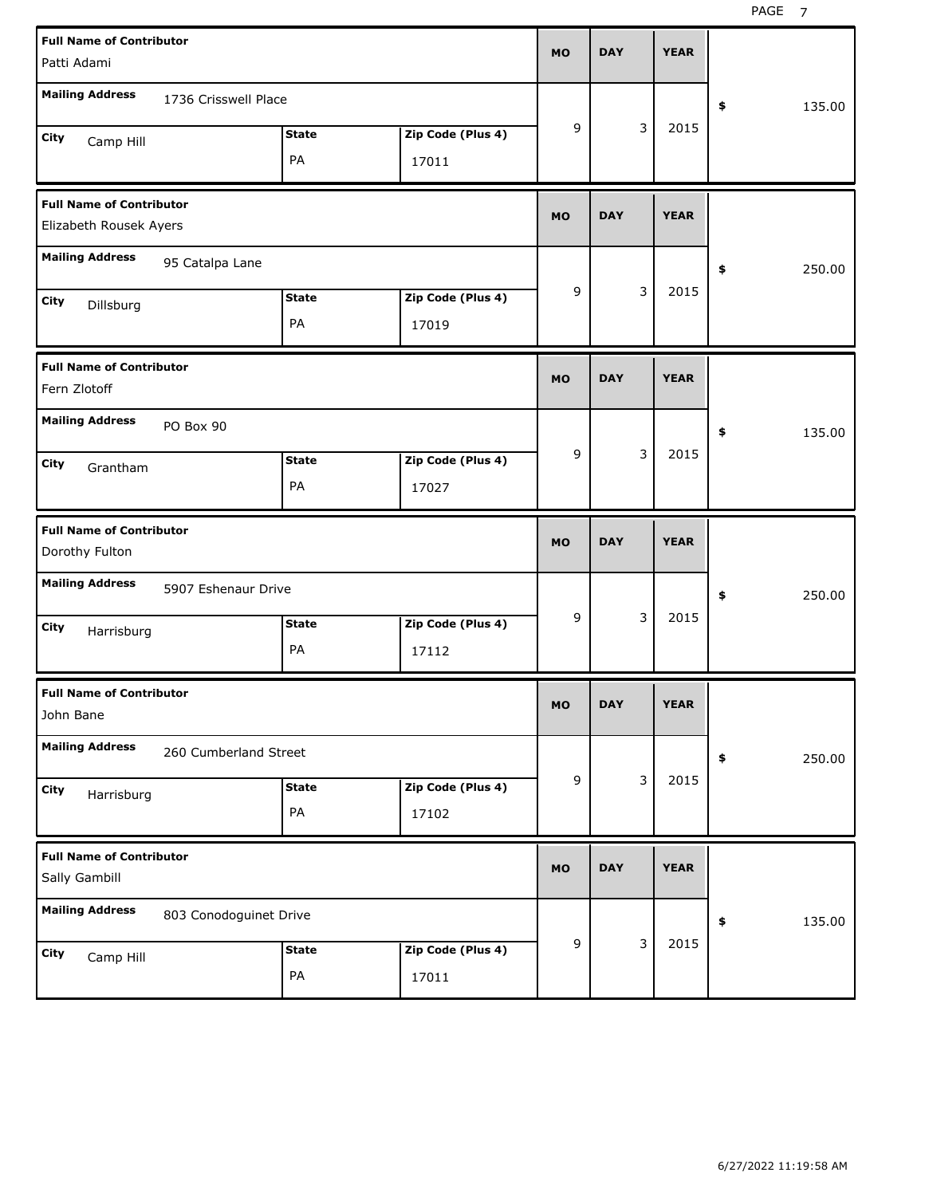| Full Name of Contributor | Mailing Address | City | State | Zip Code (Plus 4) | MO | DAY | YEAR | $ |
|---|---|---|---|---|---|---|---|---|
| Patti Adami | 1736 Crisswell Place | Camp Hill | PA | 17011 | 9 | 3 | 2015 | 135.00 |
| Elizabeth Rousek Ayers | 95 Catalpa Lane | Dillsburg | PA | 17019 | 9 | 3 | 2015 | 250.00 |
| Fern Zlotoff | PO Box 90 | Grantham | PA | 17027 | 9 | 3 | 2015 | 135.00 |
| Dorothy Fulton | 5907 Eshenaur Drive | Harrisburg | PA | 17112 | 9 | 3 | 2015 | 250.00 |
| John Bane | 260 Cumberland Street | Harrisburg | PA | 17102 | 9 | 3 | 2015 | 250.00 |
| Sally Gambill | 803 Conodoguinet Drive | Camp Hill | PA | 17011 | 9 | 3 | 2015 | 135.00 |

6/27/2022 11:19:58 AM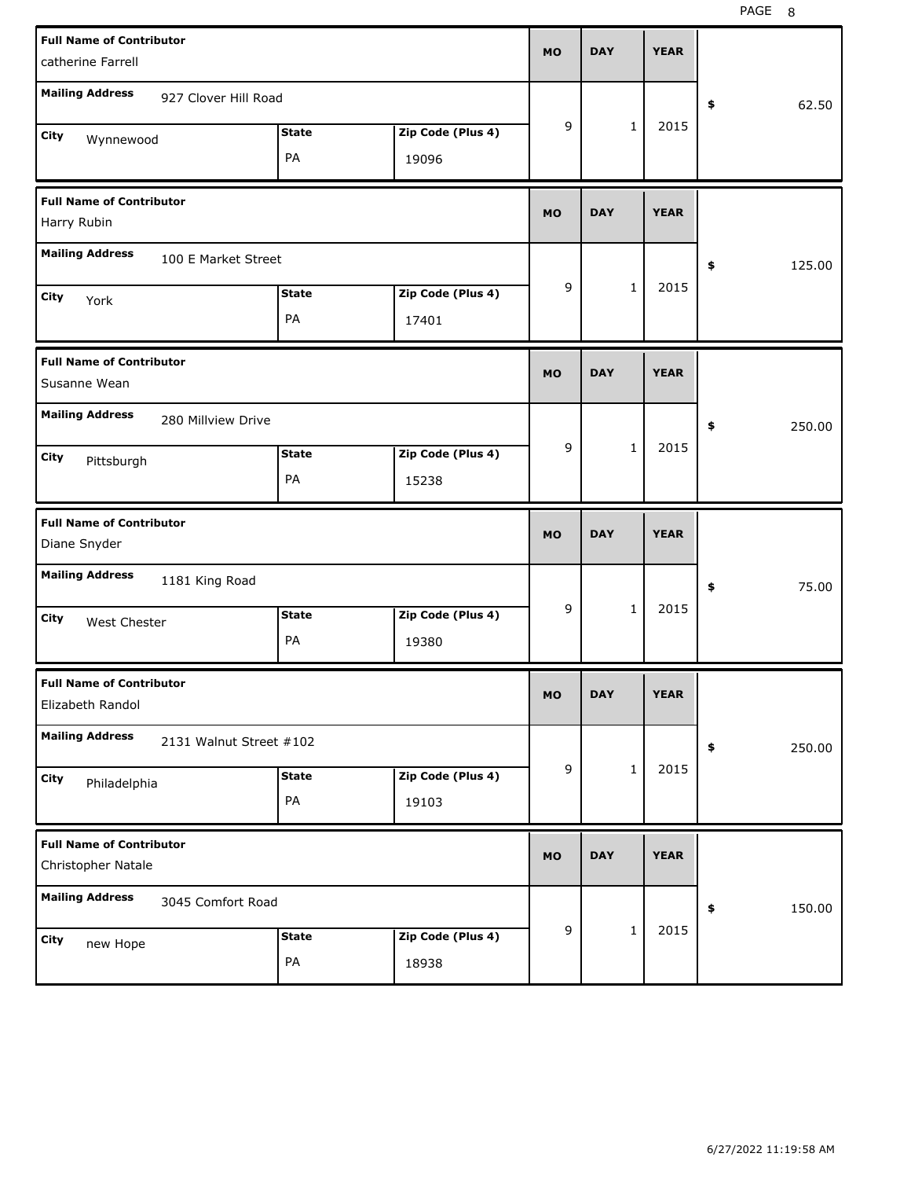| Full Name of Contributor | Mailing Address | City | State | Zip Code (Plus 4) | MO | DAY | YEAR | $ |
| --- | --- | --- | --- | --- | --- | --- | --- | --- |
| catherine Farrell | 927 Clover Hill Road | Wynnewood | PA | 19096 | 9 | 1 | 2015 | 62.50 |
| Harry Rubin | 100 E Market Street | York | PA | 17401 | 9 | 1 | 2015 | 125.00 |
| Susanne Wean | 280 Millview Drive | Pittsburgh | PA | 15238 | 9 | 1 | 2015 | 250.00 |
| Diane Snyder | 1181 King Road | West Chester | PA | 19380 | 9 | 1 | 2015 | 75.00 |
| Elizabeth Randol | 2131 Walnut Street #102 | Philadelphia | PA | 19103 | 9 | 1 | 2015 | 250.00 |
| Christopher Natale | 3045 Comfort Road | new Hope | PA | 18938 | 9 | 1 | 2015 | 150.00 |

6/27/2022 11:19:58 AM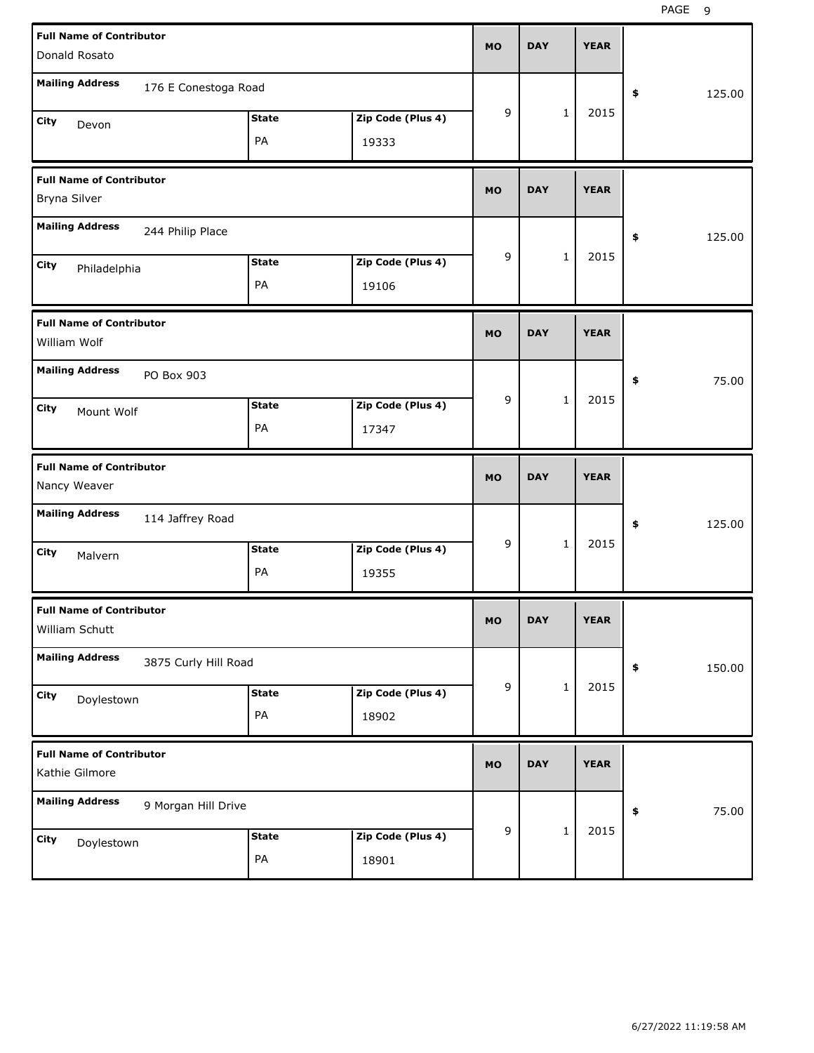| Full Name of Contributor | Mailing Address | City | State | Zip Code (Plus 4) | MO | DAY | YEAR | $ |
|---|---|---|---|---|---|---|---|---|
| Donald Rosato | 176 E Conestoga Road | Devon | PA | 19333 | 9 | 1 | 2015 | 125.00 |
| Bryna Silver | 244 Philip Place | Philadelphia | PA | 19106 | 9 | 1 | 2015 | 125.00 |
| William Wolf | PO Box 903 | Mount Wolf | PA | 17347 | 9 | 1 | 2015 | 75.00 |
| Nancy Weaver | 114 Jaffrey Road | Malvern | PA | 19355 | 9 | 1 | 2015 | 125.00 |
| William Schutt | 3875 Curly Hill Road | Doylestown | PA | 18902 | 9 | 1 | 2015 | 150.00 |
| Kathie Gilmore | 9 Morgan Hill Drive | Doylestown | PA | 18901 | 9 | 1 | 2015 | 75.00 |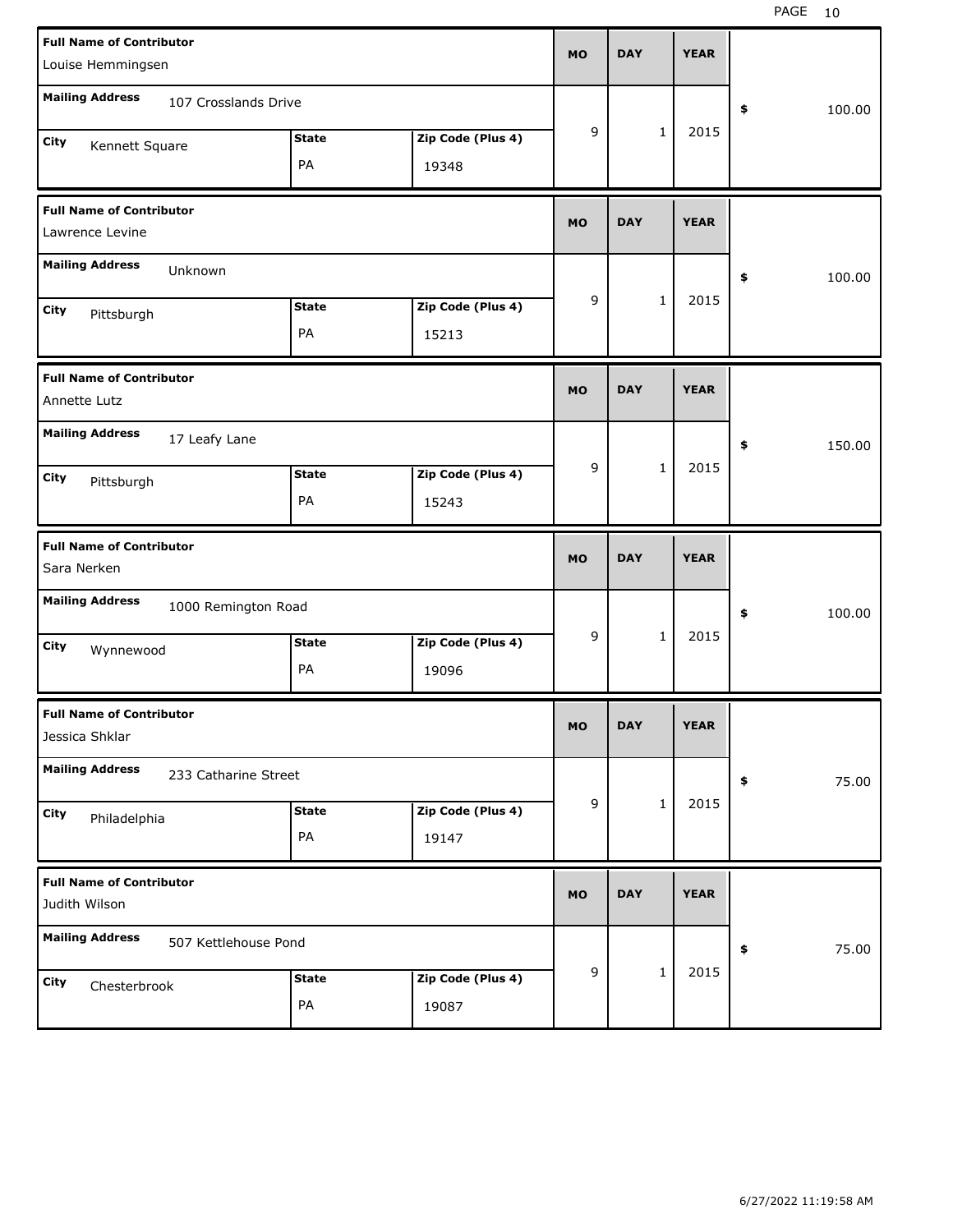| Full Name of Contributor | Mailing Address | City | State | Zip Code (Plus 4) | MO | DAY | YEAR | $ |
|---|---|---|---|---|---|---|---|---|
| Louise Hemmingsen | 107 Crosslands Drive | Kennett Square | PA | 19348 | 9 | 1 | 2015 | 100.00 |
| Lawrence Levine | Unknown | Pittsburgh | PA | 15213 | 9 | 1 | 2015 | 100.00 |
| Annette Lutz | 17 Leafy Lane | Pittsburgh | PA | 15243 | 9 | 1 | 2015 | 150.00 |
| Sara Nerken | 1000 Remington Road | Wynnewood | PA | 19096 | 9 | 1 | 2015 | 100.00 |
| Jessica Shklar | 233 Catharine Street | Philadelphia | PA | 19147 | 9 | 1 | 2015 | 75.00 |
| Judith Wilson | 507 Kettlehouse Pond | Chesterbrook | PA | 19087 | 9 | 1 | 2015 | 75.00 |

6/27/2022 11:19:58 AM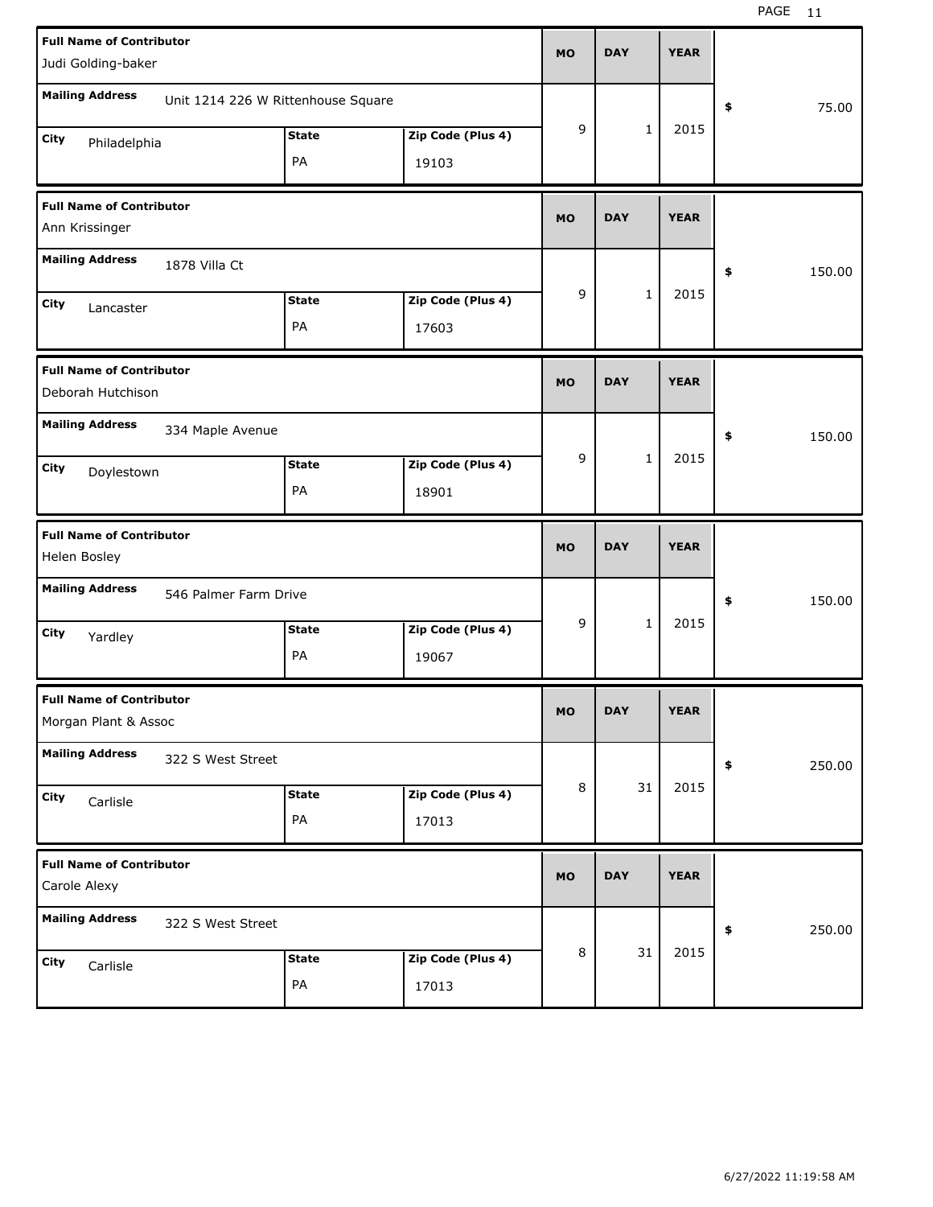| Full Name of Contributor | Mailing Address | City | State | Zip Code (Plus 4) | MO | DAY | YEAR | $ |
|---|---|---|---|---|---|---|---|---|
| Judi Golding-baker | Unit 1214 226 W Rittenhouse Square | Philadelphia | PA | 19103 | 9 | 1 | 2015 | 75.00 |
| Ann Krissinger | 1878 Villa Ct | Lancaster | PA | 17603 | 9 | 1 | 2015 | 150.00 |
| Deborah Hutchison | 334 Maple Avenue | Doylestown | PA | 18901 | 9 | 1 | 2015 | 150.00 |
| Helen Bosley | 546 Palmer Farm Drive | Yardley | PA | 19067 | 9 | 1 | 2015 | 150.00 |
| Morgan Plant & Assoc | 322 S West Street | Carlisle | PA | 17013 | 8 | 31 | 2015 | 250.00 |
| Carole Alexy | 322 S West Street | Carlisle | PA | 17013 | 8 | 31 | 2015 | 250.00 |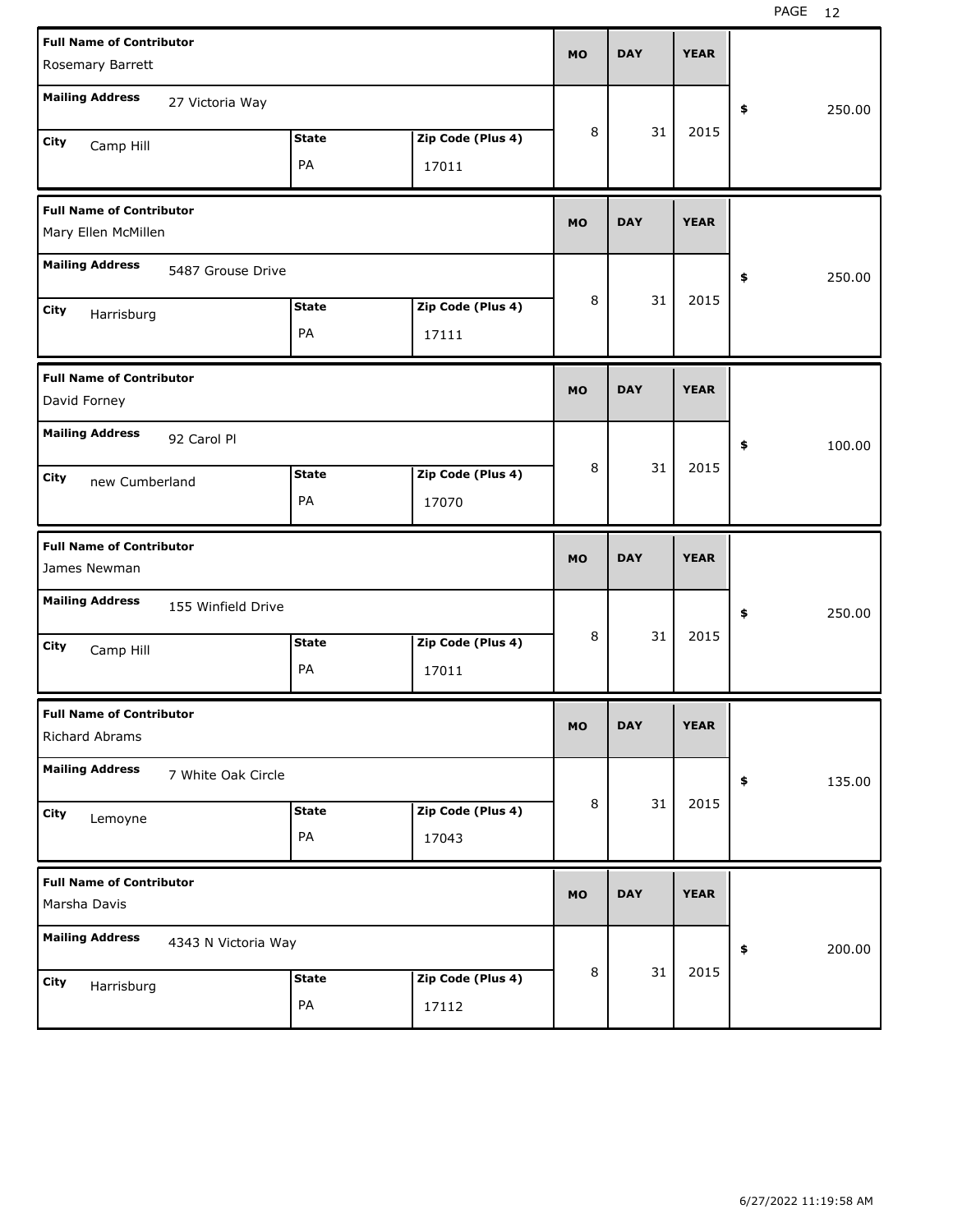| Full Name of Contributor | Mailing Address | City | State | Zip Code (Plus 4) | MO | DAY | YEAR | $ |
|---|---|---|---|---|---|---|---|---|
| Rosemary Barrett | 27 Victoria Way | Camp Hill | PA | 17011 | 8 | 31 | 2015 | 250.00 |
| Mary Ellen McMillen | 5487 Grouse Drive | Harrisburg | PA | 17111 | 8 | 31 | 2015 | 250.00 |
| David Forney | 92 Carol Pl | new Cumberland | PA | 17070 | 8 | 31 | 2015 | 100.00 |
| James Newman | 155 Winfield Drive | Camp Hill | PA | 17011 | 8 | 31 | 2015 | 250.00 |
| Richard Abrams | 7 White Oak Circle | Lemoyne | PA | 17043 | 8 | 31 | 2015 | 135.00 |
| Marsha Davis | 4343 N Victoria Way | Harrisburg | PA | 17112 | 8 | 31 | 2015 | 200.00 |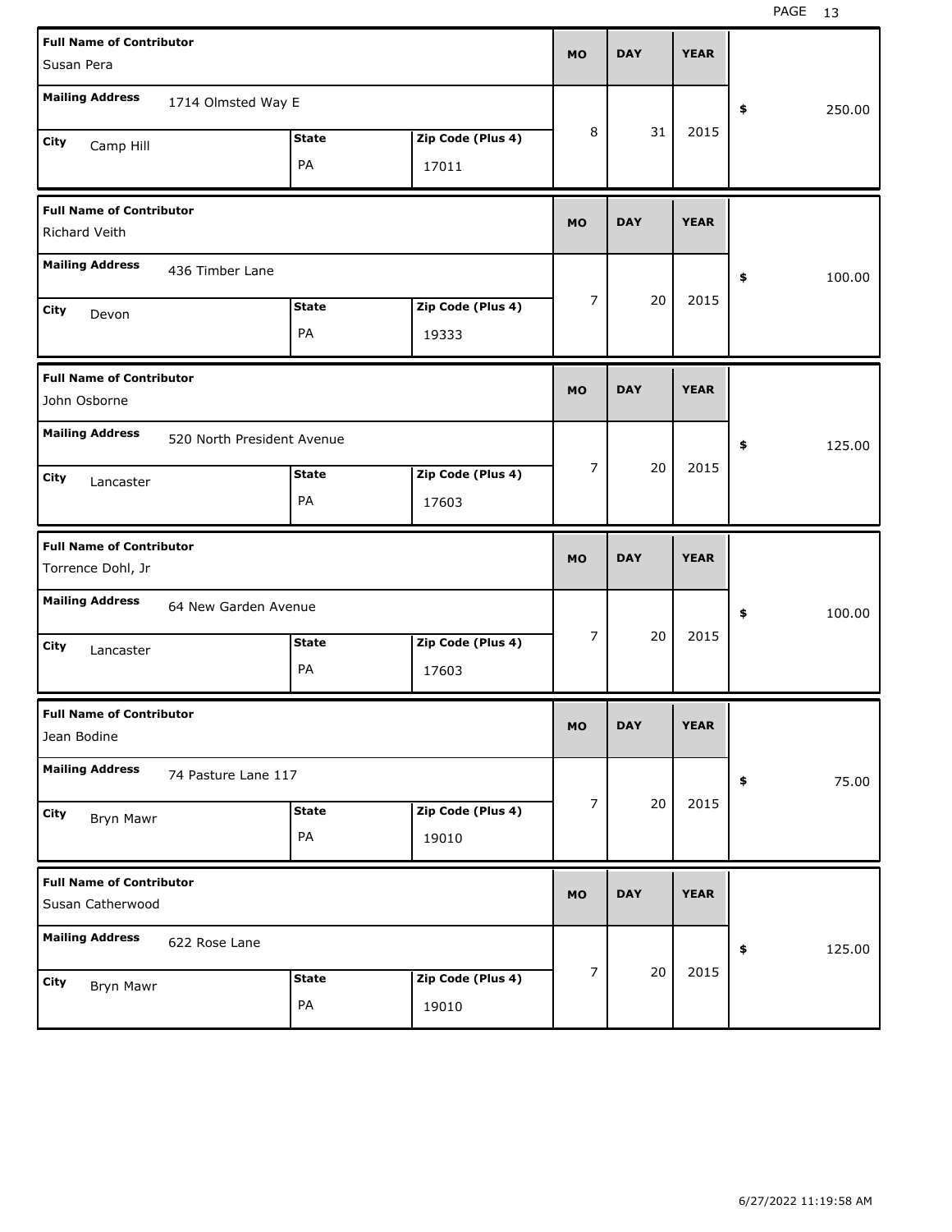| Full Name of Contributor | Mailing Address | City | State | Zip Code (Plus 4) | MO | DAY | YEAR | $ |
|---|---|---|---|---|---|---|---|---|
| Susan Pera | 1714 Olmsted Way E | Camp Hill | PA | 17011 | 8 | 31 | 2015 | 250.00 |
| Richard Veith | 436 Timber Lane | Devon | PA | 19333 | 7 | 20 | 2015 | 100.00 |
| John Osborne | 520 North President Avenue | Lancaster | PA | 17603 | 7 | 20 | 2015 | 125.00 |
| Torrence Dohl, Jr | 64 New Garden Avenue | Lancaster | PA | 17603 | 7 | 20 | 2015 | 100.00 |
| Jean Bodine | 74 Pasture Lane 117 | Bryn Mawr | PA | 19010 | 7 | 20 | 2015 | 75.00 |
| Susan Catherwood | 622 Rose Lane | Bryn Mawr | PA | 19010 | 7 | 20 | 2015 | 125.00 |

6/27/2022 11:19:58 AM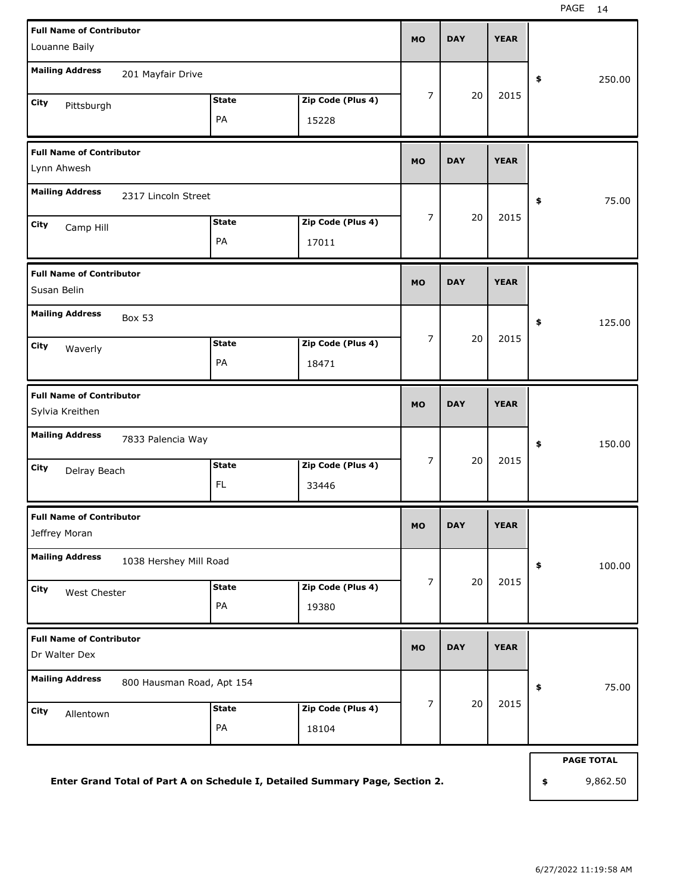| Full Name of Contributor | Mailing Address | City | State | Zip Code (Plus 4) | MO | DAY | YEAR | $ |
|---|---|---|---|---|---|---|---|---|
| Louanne Baily | 201 Mayfair Drive | Pittsburgh | PA | 15228 | 7 | 20 | 2015 | 250.00 |
| Lynn Ahwesh | 2317 Lincoln Street | Camp Hill | PA | 17011 | 7 | 20 | 2015 | 75.00 |
| Susan Belin | Box 53 | Waverly | PA | 18471 | 7 | 20 | 2015 | 125.00 |
| Sylvia Kreithen | 7833 Palencia Way | Delray Beach | FL | 33446 | 7 | 20 | 2015 | 150.00 |
| Jeffrey Moran | 1038 Hershey Mill Road | West Chester | PA | 19380 | 7 | 20 | 2015 | 100.00 |
| Dr Walter Dex | 800 Hausman Road, Apt 154 | Allentown | PA | 18104 | 7 | 20 | 2015 | 75.00 |

**PAGE TOTAL** $ 9,862.50

**Enter Grand Total of Part A on Schedule I, Detailed Summary Page, Section 2.**

6/27/2022 11:19:58 AM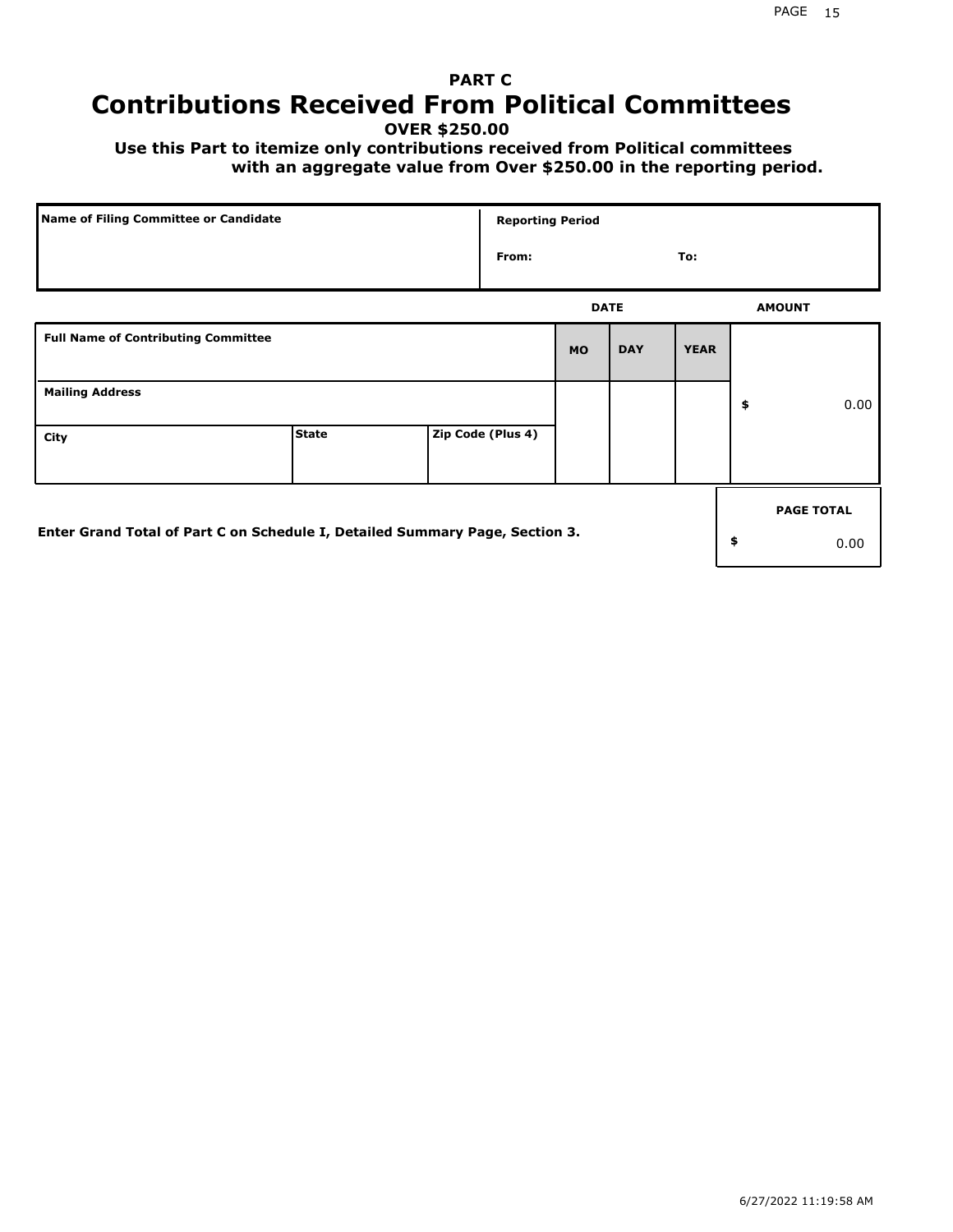# PART C
# Contributions Received From Political Committees

**OVER $250.00**

**Use this Part to itemize only contributions received from Political committees with an aggregate value from Over $250.00 in the reporting period.**

| Name of Filing Committee or Candidate | Reporting Period |
|---|---|
| | From: To: |

| Full Name of Contributing Committee | | | DATE MO | DAY | YEAR | AMOUNT |
|---|---|---|---|---|---|---|
| **Mailing Address** | | | | | | $ 0.00 |
| **City** | **State** | **Zip Code (Plus 4)** | | | | |

**Enter Grand Total of Part C on Schedule I, Detailed Summary Page, Section 3.**

| PAGE TOTAL |
|---|
| $ 0.00 |

6/27/2022 11:19:58 AM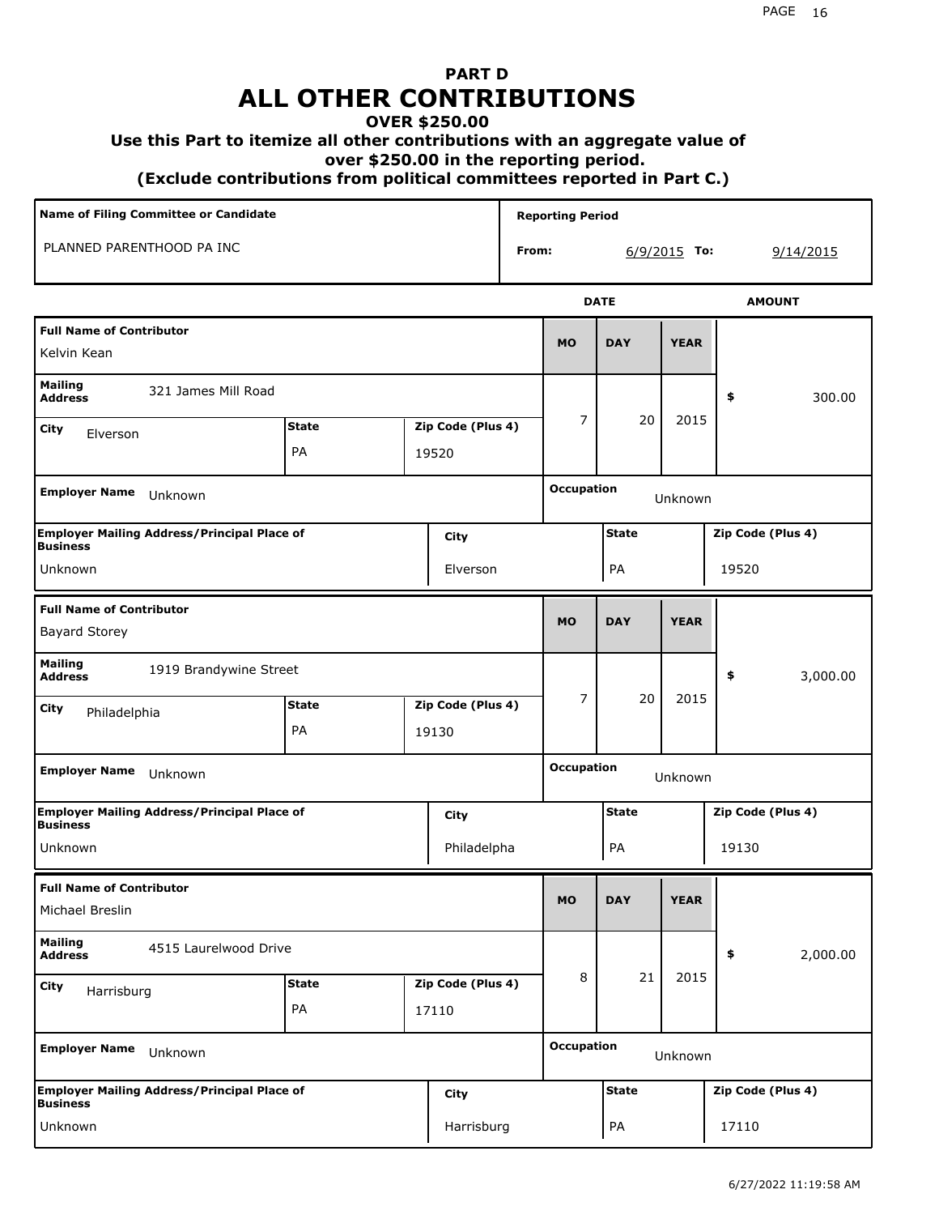# PART D
# ALL OTHER CONTRIBUTIONS
### OVER $250.00
### Use this Part to itemize all other contributions with an aggregate value of over $250.00 in the reporting period.
### (Exclude contributions from political committees reported in Part C.)

| Name of Filing Committee or Candidate | Reporting Period |
| --- | --- |
| PLANNED PARENTHOOD PA INC | From: 6/9/2015 To: 9/14/2015 |

| Full Name of Contributor | Mailing Address | City | State | Zip Code (Plus 4) | MO | DAY | YEAR | AMOUNT | Employer Name | Occupation | Employer Mailing Address/Principal Place of Business | City | State | Zip Code (Plus 4) |
| --- | --- | --- | --- | --- | --- | --- | --- | --- | --- | --- | --- | --- | --- | --- |
| Kelvin Kean | 321 James Mill Road | Elverson | PA | 19520 | 7 | 20 | 2015 | $ 300.00 | Unknown | Unknown | Unknown | Elverson | PA | 19520 |
| Bayard Storey | 1919 Brandywine Street | Philadelphia | PA | 19130 | 7 | 20 | 2015 | $ 3,000.00 | Unknown | Unknown | Unknown | Philadelpha | PA | 19130 |
| Michael Breslin | 4515 Laurelwood Drive | Harrisburg | PA | 17110 | 8 | 21 | 2015 | $ 2,000.00 | Unknown | Unknown | Unknown | Harrisburg | PA | 17110 |

6/27/2022 11:19:58 AM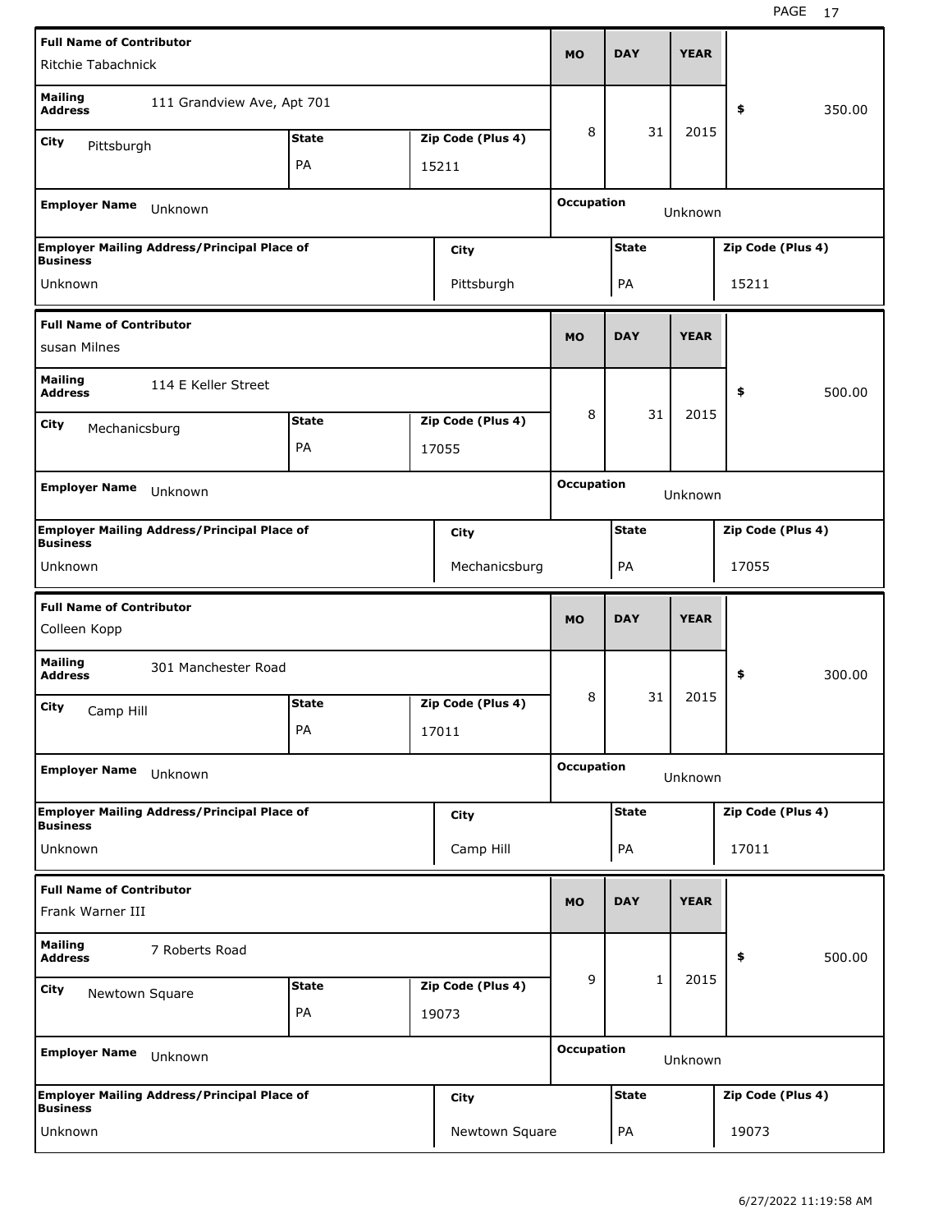| Full Name of Contributor | | | MO | DAY | YEAR | |
|---|---|---|---|---|---|---|
| Ritchie Tabachnick | | | | | | |
| Mailing Address: 111 Grandview Ave, Apt 701 | | | 8 | 31 | 2015 | $ 350.00 |
| City: Pittsburgh | State: PA | Zip Code (Plus 4): 15211 | | | | |
| Employer Name: Unknown | | | Occupation: Unknown | | | |
| Employer Mailing Address/Principal Place of Business: Unknown | City: Pittsburgh | | State: PA | | Zip Code (Plus 4): 15211 | |

| Full Name of Contributor | | | MO | DAY | YEAR | |
|---|---|---|---|---|---|---|
| susan Milnes | | | | | | |
| Mailing Address: 114 E Keller Street | | | 8 | 31 | 2015 | $ 500.00 |
| City: Mechanicsburg | State: PA | Zip Code (Plus 4): 17055 | | | | |
| Employer Name: Unknown | | | Occupation: Unknown | | | |
| Employer Mailing Address/Principal Place of Business: Unknown | City: Mechanicsburg | | State: PA | | Zip Code (Plus 4): 17055 | |

| Full Name of Contributor | | | MO | DAY | YEAR | |
|---|---|---|---|---|---|---|
| Colleen Kopp | | | | | | |
| Mailing Address: 301 Manchester Road | | | 8 | 31 | 2015 | $ 300.00 |
| City: Camp Hill | State: PA | Zip Code (Plus 4): 17011 | | | | |
| Employer Name: Unknown | | | Occupation: Unknown | | | |
| Employer Mailing Address/Principal Place of Business: Unknown | City: Camp Hill | | State: PA | | Zip Code (Plus 4): 17011 | |

| Full Name of Contributor | | | MO | DAY | YEAR | |
|---|---|---|---|---|---|---|
| Frank Warner III | | | | | | |
| Mailing Address: 7 Roberts Road | | | 9 | 1 | 2015 | $ 500.00 |
| City: Newtown Square | State: PA | Zip Code (Plus 4): 19073 | | | | |
| Employer Name: Unknown | | | Occupation: Unknown | | | |
| Employer Mailing Address/Principal Place of Business: Unknown | City: Newtown Square | | State: PA | | Zip Code (Plus 4): 19073 | |

6/27/2022 11:19:58 AM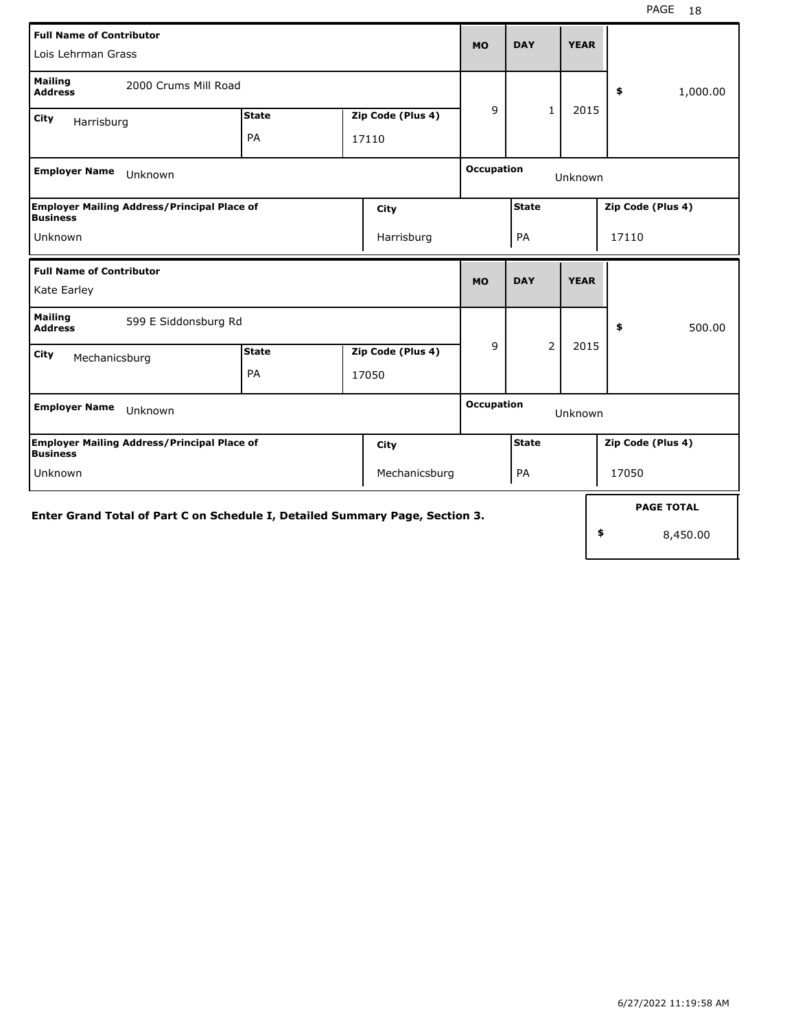| Full Name of Contributor | | | MO | DAY | YEAR | |
|---|---|---|---|---|---|---|
| Lois Lehrman Grass | | | | | | |
| **Mailing Address** 2000 Crums Mill Road | | | 9 | 1 | 2015 | $ 1,000.00 |
| **City** Harrisburg | **State** PA | **Zip Code (Plus 4)** 17110 | | | | |
| **Employer Name** Unknown | | | **Occupation** Unknown | | | |
| **Employer Mailing Address/Principal Place of Business** Unknown | **City** Harrisburg | | **State** PA | | **Zip Code (Plus 4)** 17110 | |

| Full Name of Contributor | | | MO | DAY | YEAR | |
|---|---|---|---|---|---|---|
| Kate Earley | | | | | | |
| **Mailing Address** 599 E Siddonsburg Rd | | | 9 | 2 | 2015 | $ 500.00 |
| **City** Mechanicsburg | **State** PA | **Zip Code (Plus 4)** 17050 | | | | |
| **Employer Name** Unknown | | | **Occupation** Unknown | | | |
| **Employer Mailing Address/Principal Place of Business** Unknown | **City** Mechanicsburg | | **State** PA | | **Zip Code (Plus 4)** 17050 | |

**Enter Grand Total of Part C on Schedule I, Detailed Summary Page, Section 3.**

| PAGE TOTAL |
|---|
| $ 8,450.00 |

6/27/2022 11:19:58 AM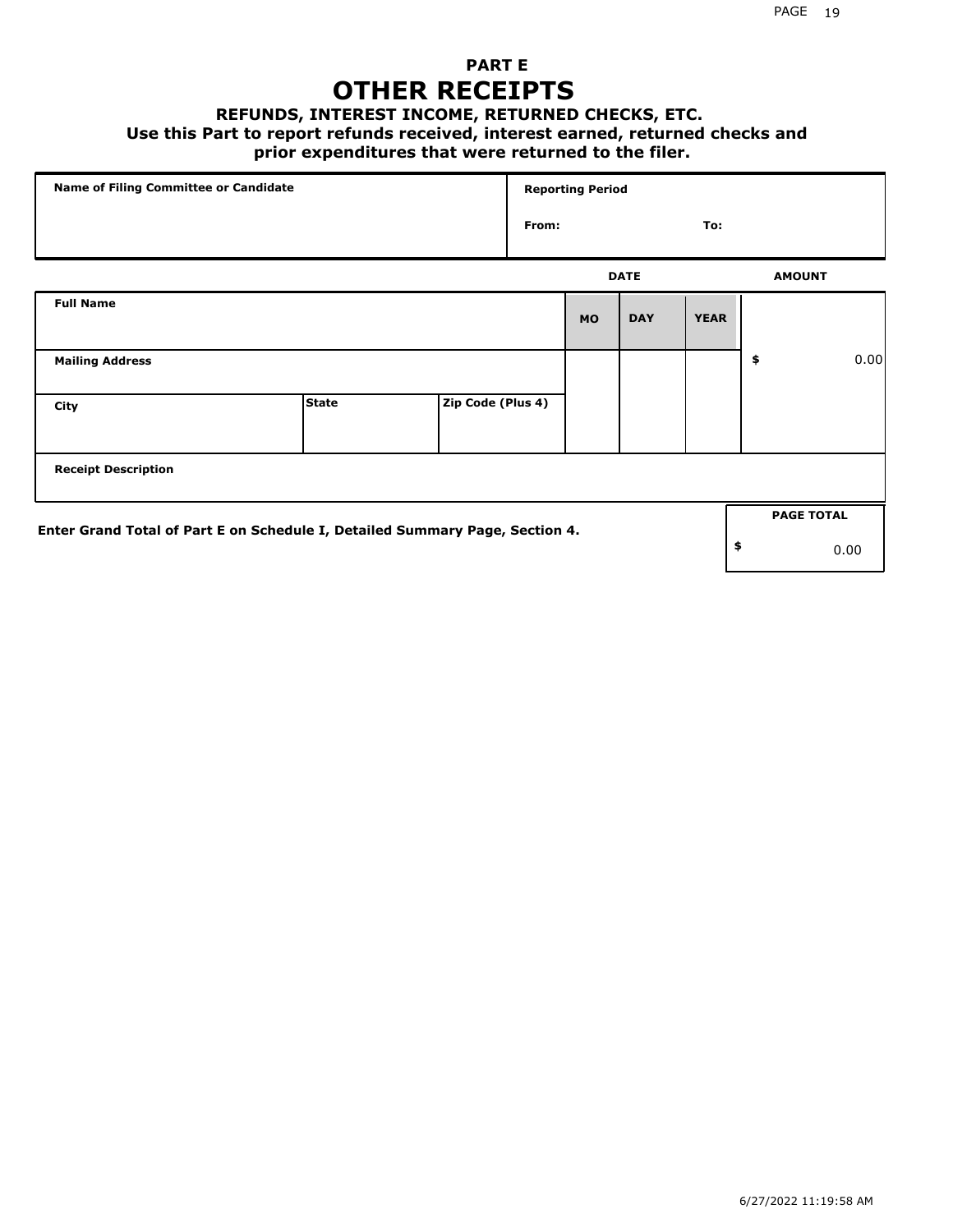## PART E

# OTHER RECEIPTS

### REFUNDS, INTEREST INCOME, RETURNED CHECKS, ETC.

**Use this Part to report refunds received, interest earned, returned checks and prior expenditures that were returned to the filer.**

| Name of Filing Committee or Candidate | Reporting Period | |
|---|---|---|
| | From: | To: |

| Full Name | | | DATE MO | DAY | YEAR | AMOUNT |
|---|---|---|---|---|---|---|
| **Mailing Address** | | | | | | $ 0.00 |
| **City** | **State** | **Zip Code (Plus 4)** | | | | |
| **Receipt Description** | | | | | | |

**Enter Grand Total of Part E on Schedule I, Detailed Summary Page, Section 4.**

| PAGE TOTAL |
|---|
| $ 0.00 |

6/27/2022 11:19:58 AM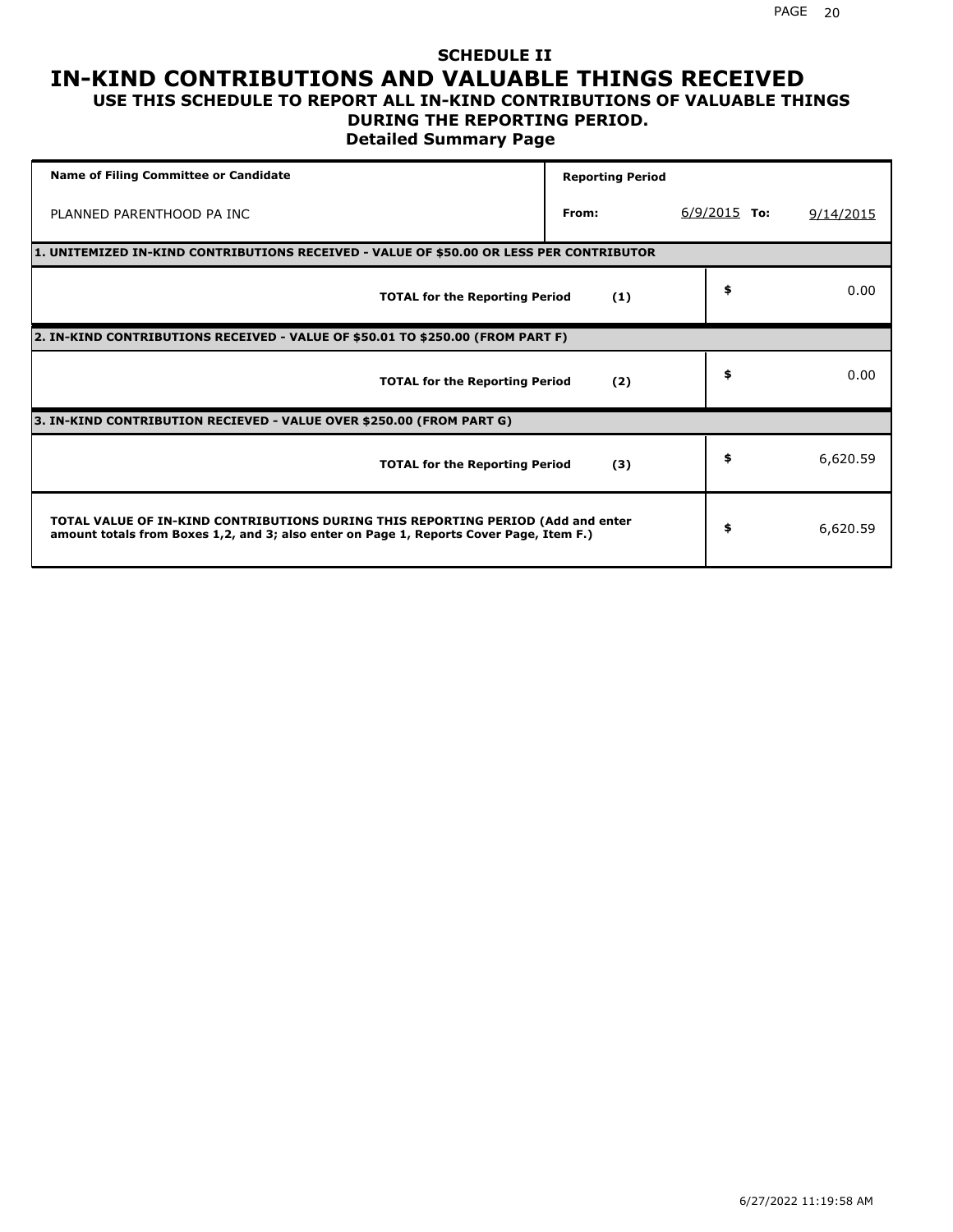# SCHEDULE II
# IN-KIND CONTRIBUTIONS AND VALUABLE THINGS RECEIVED
## USE THIS SCHEDULE TO REPORT ALL IN-KIND CONTRIBUTIONS OF VALUABLE THINGS DURING THE REPORTING PERIOD.
### Detailed Summary Page

| Name of Filing Committee or Candidate | Reporting Period | | |
|---|---|---|---|
| PLANNED PARENTHOOD PA INC | From: | 6/9/2015 To: | 9/14/2015 |

| | | |
|---|---|---|
| **1. UNITEMIZED IN-KIND CONTRIBUTIONS RECEIVED - VALUE OF $50.00 OR LESS PER CONTRIBUTOR** | | |
| **TOTAL for the Reporting Period** | **(1)** | $ 0.00 |
| **2. IN-KIND CONTRIBUTIONS RECEIVED - VALUE OF $50.01 TO $250.00 (FROM PART F)** | | |
| **TOTAL for the Reporting Period** | **(2)** | $ 0.00 |
| **3. IN-KIND CONTRIBUTION RECIEVED - VALUE OVER $250.00 (FROM PART G)** | | |
| **TOTAL for the Reporting Period** | **(3)** | $ 6,620.59 |
| **TOTAL VALUE OF IN-KIND CONTRIBUTIONS DURING THIS REPORTING PERIOD (Add and enter amount totals from Boxes 1,2, and 3; also enter on Page 1, Reports Cover Page, Item F.)** | | $ 6,620.59 |

6/27/2022 11:19:58 AM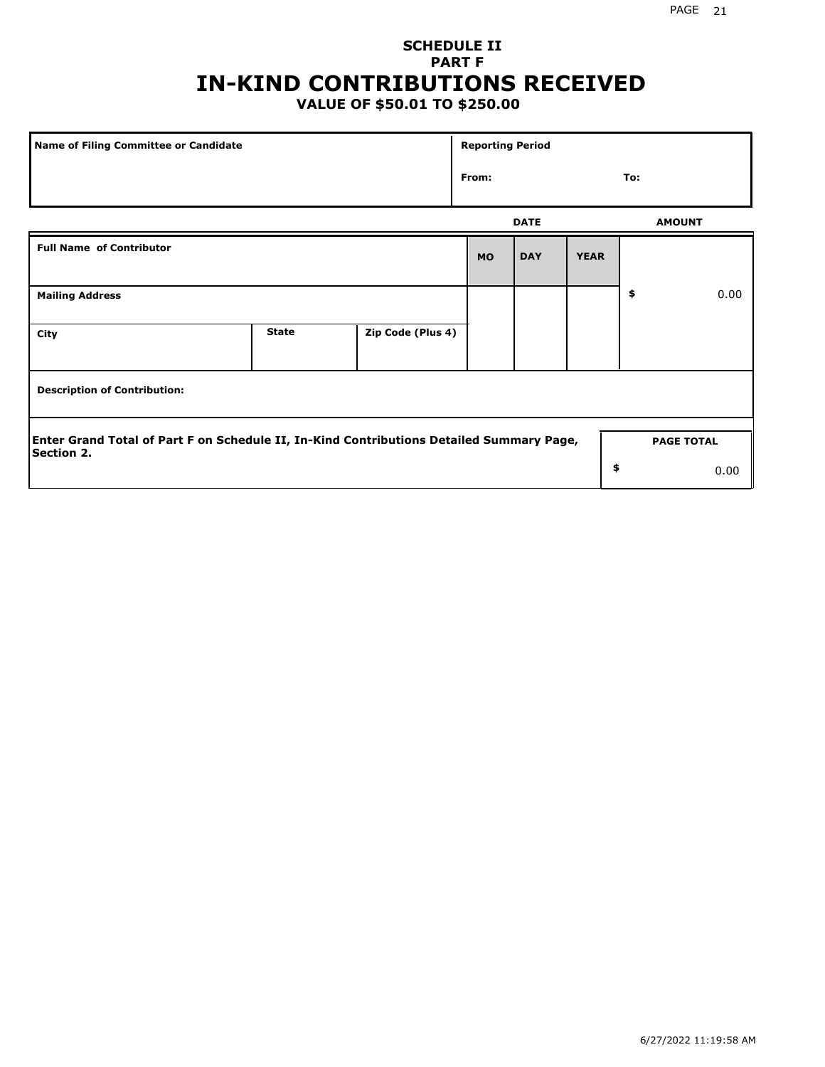**SCHEDULE II**
**PART F**

# IN-KIND CONTRIBUTIONS RECEIVED

**VALUE OF $50.01 TO $250.00**

| Name of Filing Committee or Candidate | Reporting Period |
|---|---|
| | From: To: |

| Full Name of Contributor | | | DATE | | | AMOUNT |
|---|---|---|---|---|---|---|
| | | | **MO** | **DAY** | **YEAR** | |
| **Mailing Address** | | | | | | $ 0.00 |
| **City** | **State** | **Zip Code (Plus 4)** | | | | |
| **Description of Contribution:** | | | | | | |

| Enter Grand Total of Part F on Schedule II, In-Kind Contributions Detailed Summary Page, Section 2. | PAGE TOTAL |
|---|---|
| | $ 0.00 |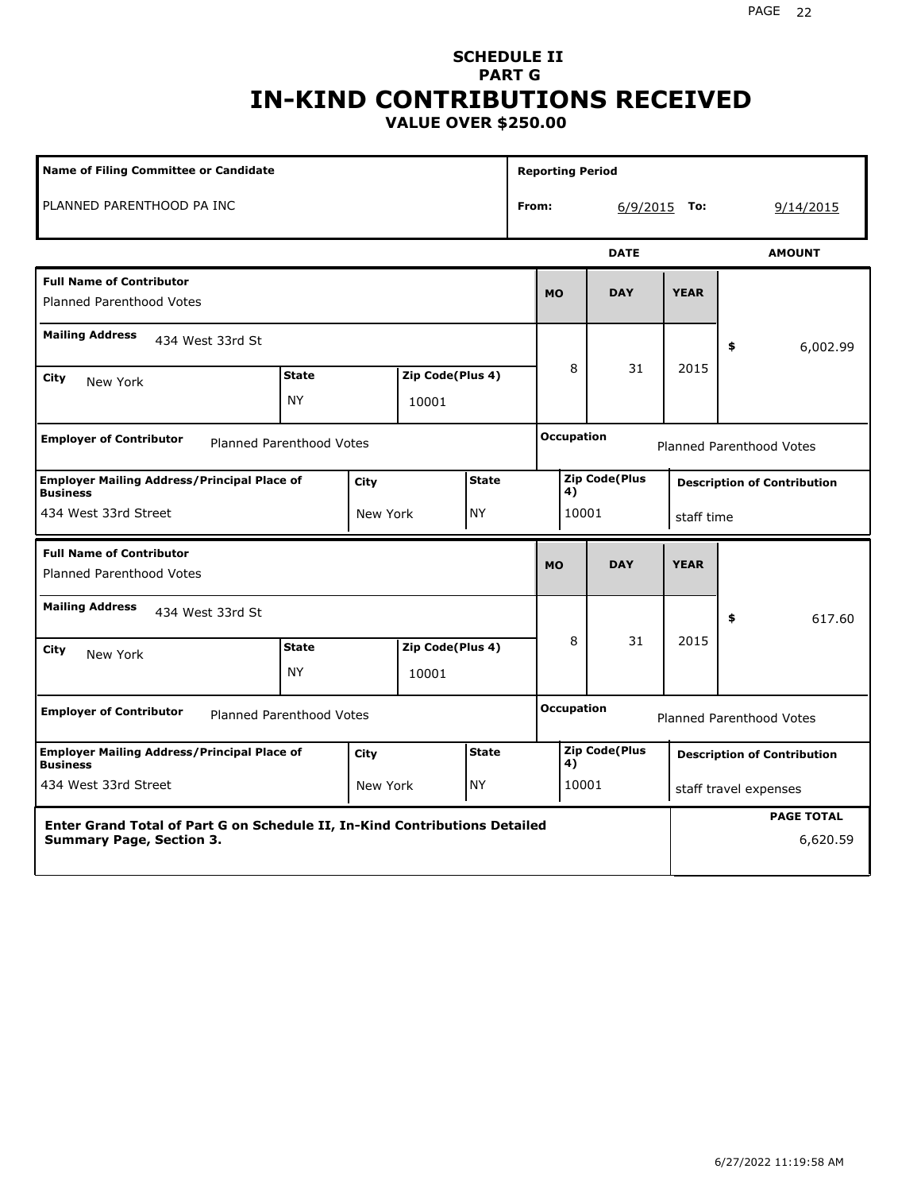# SCHEDULE II
## PART G
# IN-KIND CONTRIBUTIONS RECEIVED
### VALUE OVER $250.00

| Name of Filing Committee or Candidate | Reporting Period |
|---|---|
| PLANNED PARENTHOOD PA INC | From: 6/9/2015 To: 9/14/2015 |

| Field | Value |
|---|---|
| **Full Name of Contributor** | Planned Parenthood Votes |
| **Mailing Address** | 434 West 33rd St |
| **City** | New York |
| **State** | NY |
| **Zip Code(Plus 4)** | 10001 |
| **Date (MO / DAY / YEAR)** | 8 / 31 / 2015 |
| **Amount** | $ 6,002.99 |
| **Employer of Contributor** | Planned Parenthood Votes |
| **Occupation** | Planned Parenthood Votes |
| **Employer Mailing Address/Principal Place of Business** | 434 West 33rd Street |
| **City** | New York |
| **State** | NY |
| **Zip Code(Plus 4)** | 10001 |
| **Description of Contribution** | staff time |

| Field | Value |
|---|---|
| **Full Name of Contributor** | Planned Parenthood Votes |
| **Mailing Address** | 434 West 33rd St |
| **City** | New York |
| **State** | NY |
| **Zip Code(Plus 4)** | 10001 |
| **Date (MO / DAY / YEAR)** | 8 / 31 / 2015 |
| **Amount** | $ 617.60 |
| **Employer of Contributor** | Planned Parenthood Votes |
| **Occupation** | Planned Parenthood Votes |
| **Employer Mailing Address/Principal Place of Business** | 434 West 33rd Street |
| **City** | New York |
| **State** | NY |
| **Zip Code(Plus 4)** | 10001 |
| **Description of Contribution** | staff travel expenses |

| Enter Grand Total of Part G on Schedule II, In-Kind Contributions Detailed Summary Page, Section 3. | PAGE TOTAL |
|---|---|
| | 6,620.59 |

6/27/2022 11:19:58 AM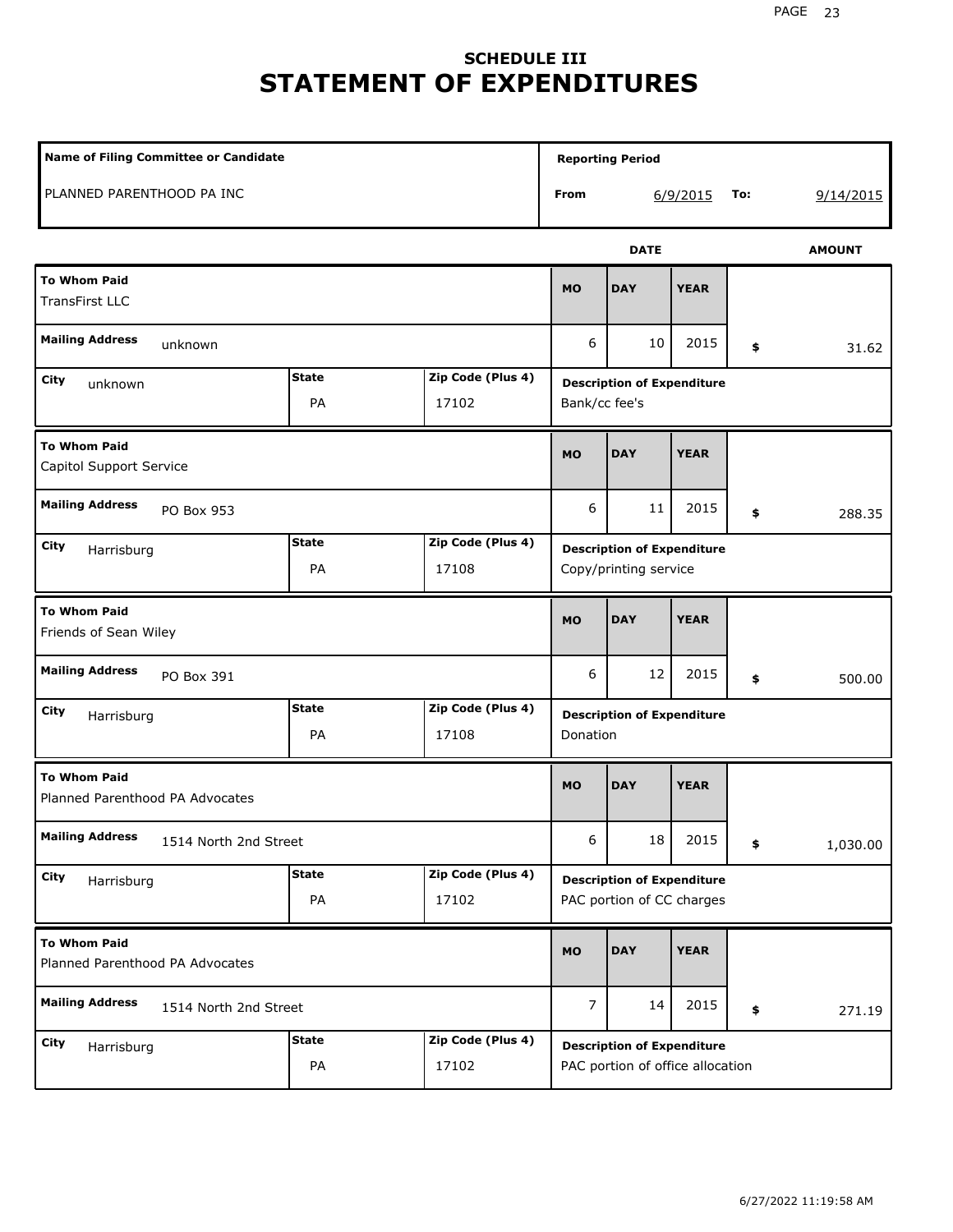## SCHEDULE III
# STATEMENT OF EXPENDITURES

| Name of Filing Committee or Candidate | Reporting Period |
|---|---|
| PLANNED PARENTHOOD PA INC | From 6/9/2015 To: 9/14/2015 |

| To Whom Paid | Mailing Address | City | State | Zip Code (Plus 4) | MO | DAY | YEAR | AMOUNT | Description of Expenditure |
|---|---|---|---|---|---|---|---|---|---|
| TransFirst LLC | unknown | unknown | PA | 17102 | 6 | 10 | 2015 | $ 31.62 | Bank/cc fee's |
| Capitol Support Service | PO Box 953 | Harrisburg | PA | 17108 | 6 | 11 | 2015 | $ 288.35 | Copy/printing service |
| Friends of Sean Wiley | PO Box 391 | Harrisburg | PA | 17108 | 6 | 12 | 2015 | $ 500.00 | Donation |
| Planned Parenthood PA Advocates | 1514 North 2nd Street | Harrisburg | PA | 17102 | 6 | 18 | 2015 | $ 1,030.00 | PAC portion of CC charges |
| Planned Parenthood PA Advocates | 1514 North 2nd Street | Harrisburg | PA | 17102 | 7 | 14 | 2015 | $ 271.19 | PAC portion of office allocation |

6/27/2022 11:19:58 AM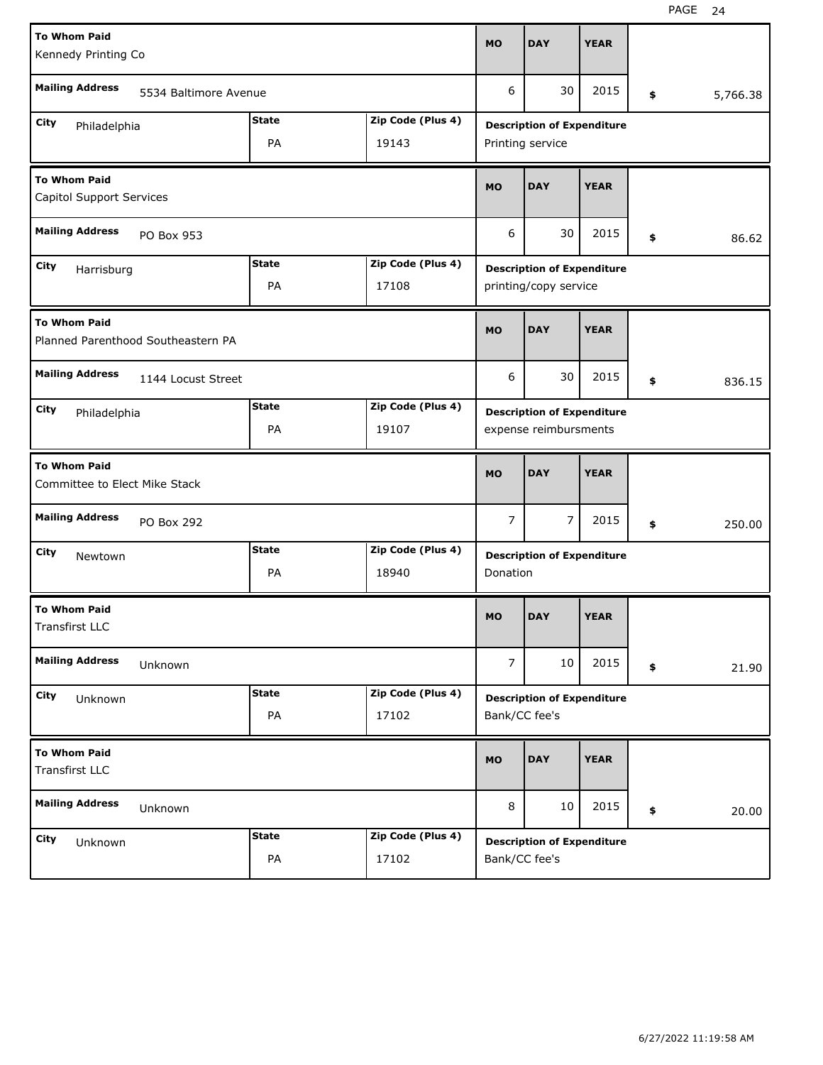| To Whom Paid | Mailing Address | City | State | Zip Code (Plus 4) | MO | DAY | YEAR | Amount | Description of Expenditure |
|---|---|---|---|---|---|---|---|---|---|
| Kennedy Printing Co | 5534 Baltimore Avenue | Philadelphia | PA | 19143 | 6 | 30 | 2015 | $ 5,766.38 | Printing service |
| Capitol Support Services | PO Box 953 | Harrisburg | PA | 17108 | 6 | 30 | 2015 | $ 86.62 | printing/copy service |
| Planned Parenthood Southeastern PA | 1144 Locust Street | Philadelphia | PA | 19107 | 6 | 30 | 2015 | $ 836.15 | expense reimbursments |
| Committee to Elect Mike Stack | PO Box 292 | Newtown | PA | 18940 | 7 | 7 | 2015 | $ 250.00 | Donation |
| Transfirst LLC | Unknown | Unknown | PA | 17102 | 7 | 10 | 2015 | $ 21.90 | Bank/CC fee's |
| Transfirst LLC | Unknown | Unknown | PA | 17102 | 8 | 10 | 2015 | $ 20.00 | Bank/CC fee's |

6/27/2022 11:19:58 AM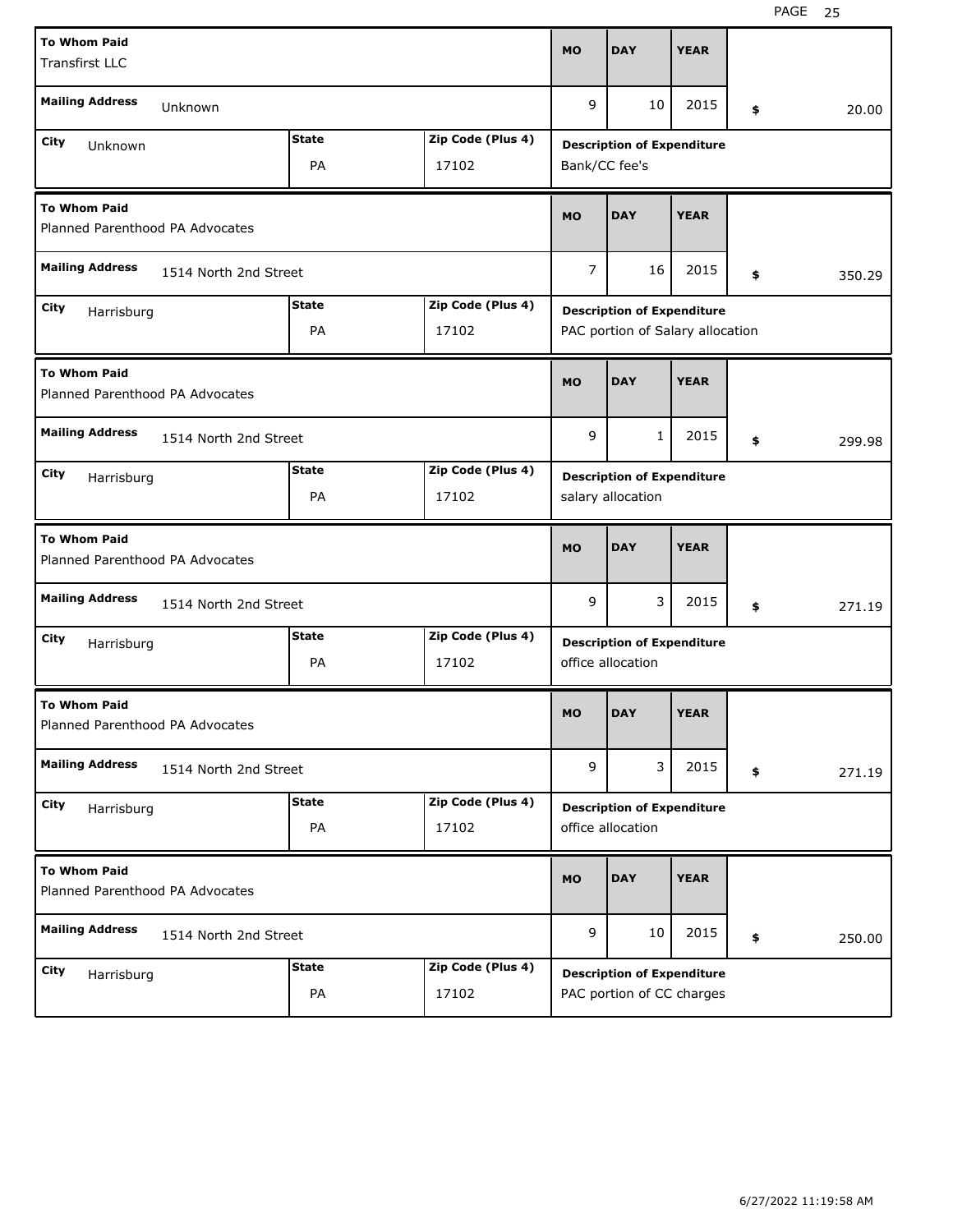| To Whom Paid | Mailing Address | City | State | Zip Code (Plus 4) | MO | DAY | YEAR | Amount | Description of Expenditure |
|---|---|---|---|---|---|---|---|---|---|
| Transfirst LLC | Unknown | Unknown | PA | 17102 | 9 | 10 | 2015 | $ 20.00 | Bank/CC fee's |
| Planned Parenthood PA Advocates | 1514 North 2nd Street | Harrisburg | PA | 17102 | 7 | 16 | 2015 | $ 350.29 | PAC portion of Salary allocation |
| Planned Parenthood PA Advocates | 1514 North 2nd Street | Harrisburg | PA | 17102 | 9 | 1 | 2015 | $ 299.98 | salary allocation |
| Planned Parenthood PA Advocates | 1514 North 2nd Street | Harrisburg | PA | 17102 | 9 | 3 | 2015 | $ 271.19 | office allocation |
| Planned Parenthood PA Advocates | 1514 North 2nd Street | Harrisburg | PA | 17102 | 9 | 3 | 2015 | $ 271.19 | office allocation |
| Planned Parenthood PA Advocates | 1514 North 2nd Street | Harrisburg | PA | 17102 | 9 | 10 | 2015 | $ 250.00 | PAC portion of CC charges |

6/27/2022 11:19:58 AM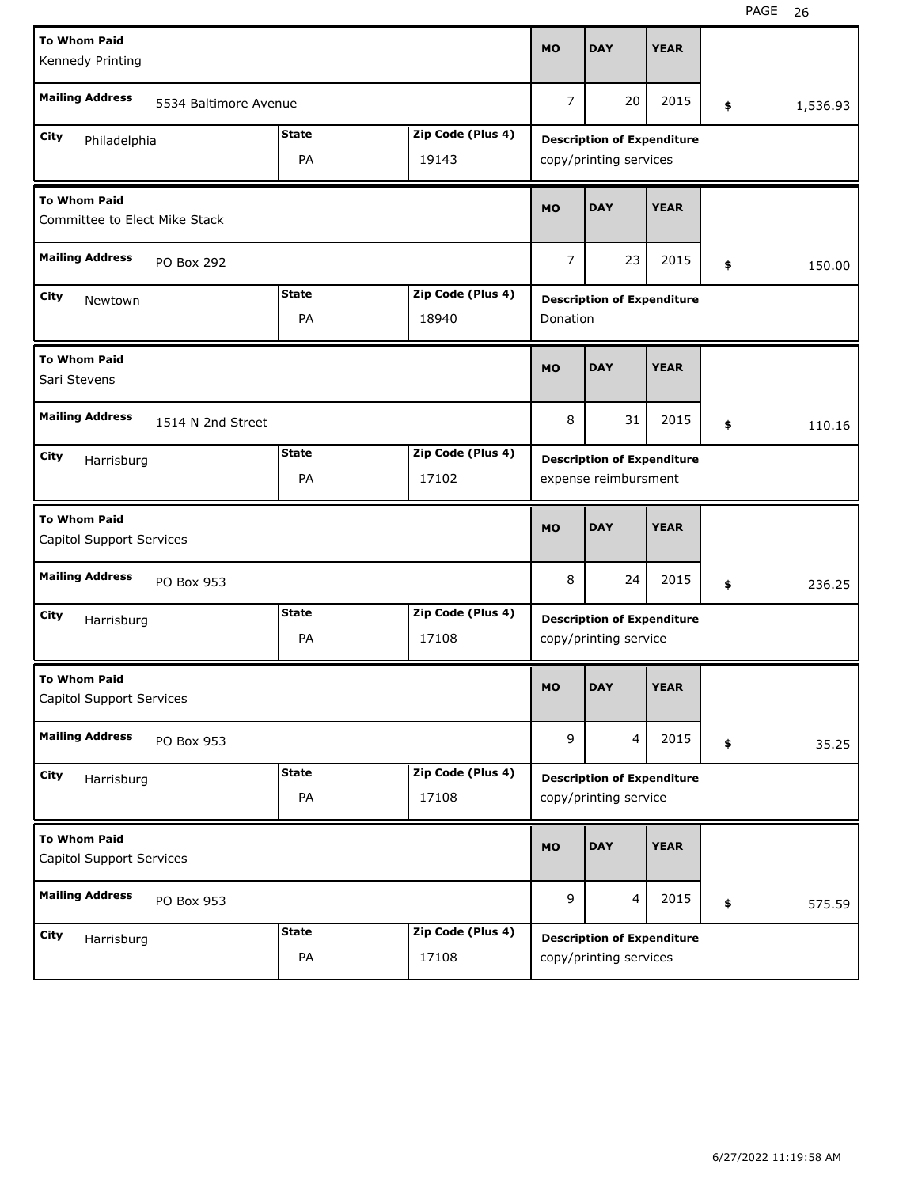| To Whom Paid | Mailing Address | City | State | Zip Code (Plus 4) | MO | DAY | YEAR | Amount | Description of Expenditure |
|---|---|---|---|---|---|---|---|---|---|
| Kennedy Printing | 5534 Baltimore Avenue | Philadelphia | PA | 19143 | 7 | 20 | 2015 | $ 1,536.93 | copy/printing services |
| Committee to Elect Mike Stack | PO Box 292 | Newtown | PA | 18940 | 7 | 23 | 2015 | $ 150.00 | Donation |
| Sari Stevens | 1514 N 2nd Street | Harrisburg | PA | 17102 | 8 | 31 | 2015 | $ 110.16 | expense reimbursment |
| Capitol Support Services | PO Box 953 | Harrisburg | PA | 17108 | 8 | 24 | 2015 | $ 236.25 | copy/printing service |
| Capitol Support Services | PO Box 953 | Harrisburg | PA | 17108 | 9 | 4 | 2015 | $ 35.25 | copy/printing service |
| Capitol Support Services | PO Box 953 | Harrisburg | PA | 17108 | 9 | 4 | 2015 | $ 575.59 | copy/printing services |

6/27/2022 11:19:58 AM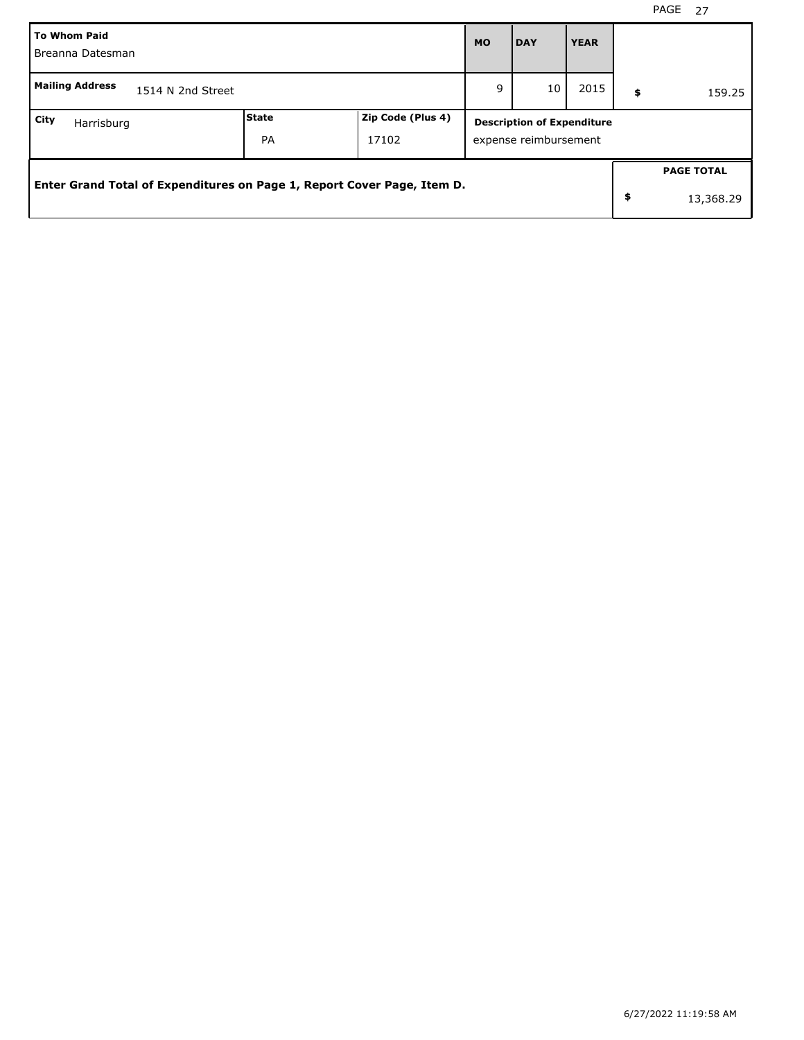| | | | | | | |
|---|---|---|---|---|---|---|
| **To Whom Paid** Breanna Datesman | | | **MO** | **DAY** | **YEAR** | |
| **Mailing Address** 1514 N 2nd Street | | | 9 | 10 | 2015 | $ 159.25 |
| **City** Harrisburg | **State** PA | **Zip Code (Plus 4)** 17102 | **Description of Expenditure** expense reimbursement | | | |

| | |
|---|---|
| **Enter Grand Total of Expenditures on Page 1, Report Cover Page, Item D.** | **PAGE TOTAL** $ 13,368.29 |

6/27/2022 11:19:58 AM